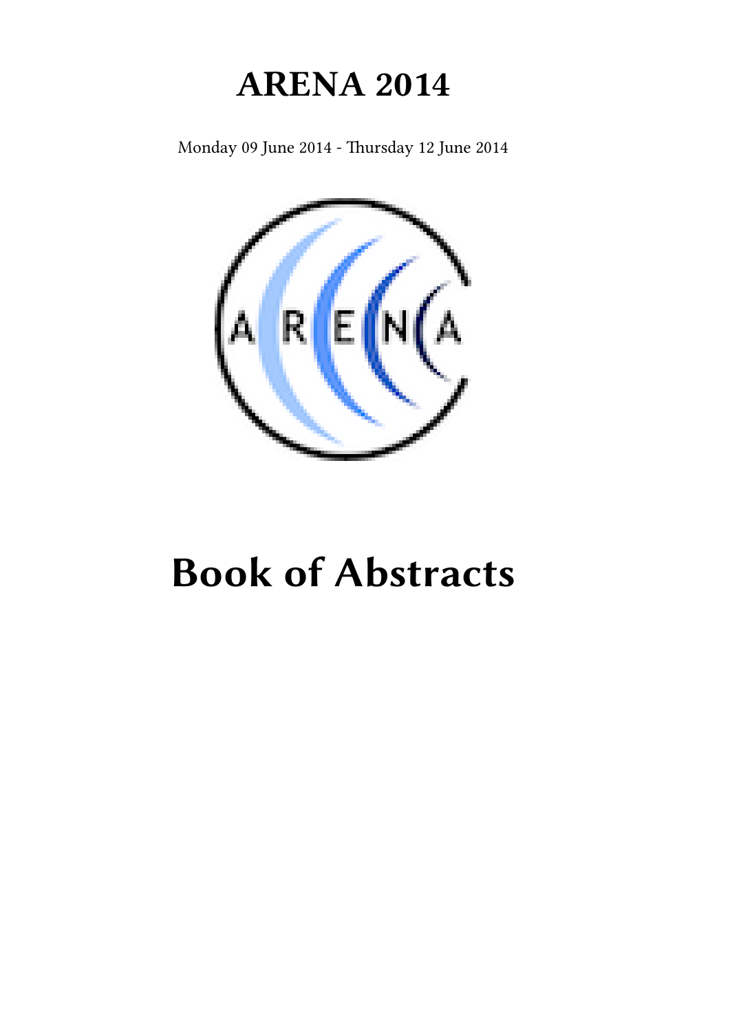# ARENA 2014

Monday 09 June 2014 - Thursday 12 June 2014

# Book of Abstracts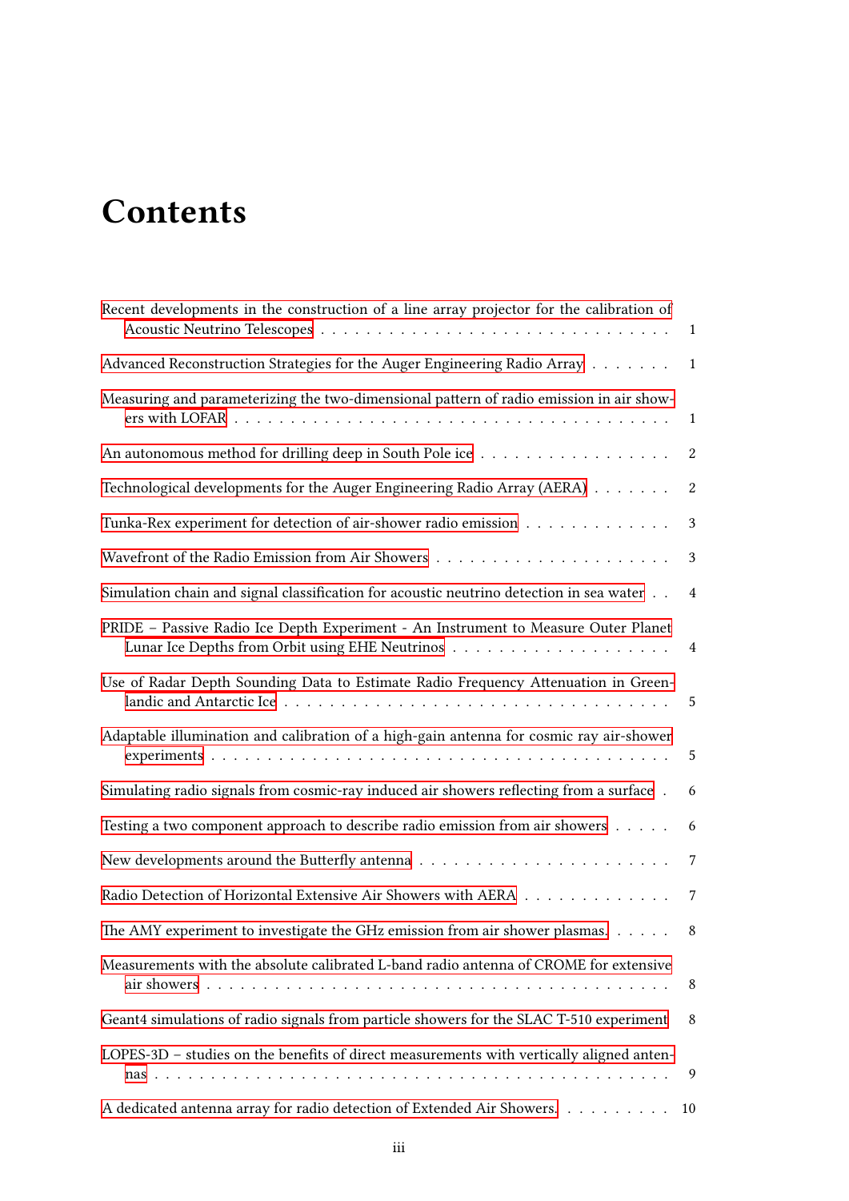# Contents

Recent developments in the construction of a line array projector for the calibration of Acoustic Neutrino Telescopes . . . . . 1

Advanced Reconstruction Strategies for the Auger Engineering Radio Array . . . . . 1

Measuring and parameterizing the two-dimensional pattern of radio emission in air showers with LOFAR . . . . . 1

An autonomous method for drilling deep in South Pole ice . . . . . 2

Technological developments for the Auger Engineering Radio Array (AERA) . . . . . 2

Tunka-Rex experiment for detection of air-shower radio emission . . . . . 3

Wavefront of the Radio Emission from Air Showers . . . . . 3

Simulation chain and signal classification for acoustic neutrino detection in sea water . . 4

PRIDE – Passive Radio Ice Depth Experiment - An Instrument to Measure Outer Planet Lunar Ice Depths from Orbit using EHE Neutrinos . . . . . 4

Use of Radar Depth Sounding Data to Estimate Radio Frequency Attenuation in Greenlandic and Antarctic Ice . . . . . 5

Adaptable illumination and calibration of a high-gain antenna for cosmic ray air-shower experiments . . . . . 5

Simulating radio signals from cosmic-ray induced air showers reflecting from a surface . 6

Testing a two component approach to describe radio emission from air showers . . . . . 6

New developments around the Butterfly antenna . . . . . 7

Radio Detection of Horizontal Extensive Air Showers with AERA . . . . . 7

The AMY experiment to investigate the GHz emission from air shower plasmas. . . . . . 8

Measurements with the absolute calibrated L-band radio antenna of CROME for extensive air showers . . . . . 8

Geant4 simulations of radio signals from particle showers for the SLAC T-510 experiment 8

LOPES-3D – studies on the benefits of direct measurements with vertically aligned antennas . . . . . 9

A dedicated antenna array for radio detection of Extended Air Showers. . . . . . 10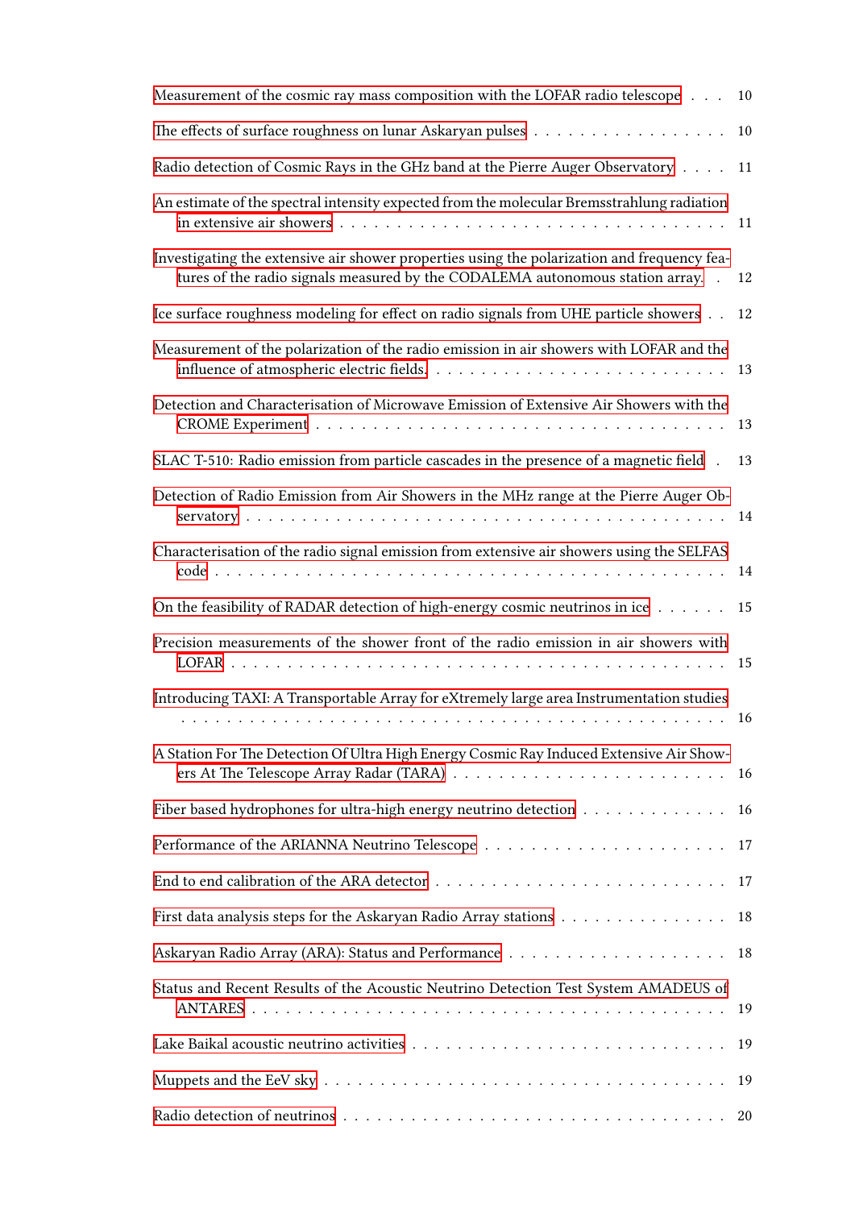Measurement of the cosmic ray mass composition with the LOFAR radio telescope . . . 10

The effects of surface roughness on lunar Askaryan pulses . . . . . . . . . . . . . . . . . 10

Radio detection of Cosmic Rays in the GHz band at the Pierre Auger Observatory . . . . 11

An estimate of the spectral intensity expected from the molecular Bremsstrahlung radiation in extensive air showers . . . . . . . . . . . . . . . . . . . . . . . . . . . . . . . . . 11

Investigating the extensive air shower properties using the polarization and frequency features of the radio signals measured by the CODALEMA autonomous station array. . 12

Ice surface roughness modeling for effect on radio signals from UHE particle showers . . 12

Measurement of the polarization of the radio emission in air showers with LOFAR and the influence of atmospheric electric fields. . . . . . . . . . . . . . . . . . . . . . . . . 13

Detection and Characterisation of Microwave Emission of Extensive Air Showers with the CROME Experiment . . . . . . . . . . . . . . . . . . . . . . . . . . . . . . . . . . 13

SLAC T-510: Radio emission from particle cascades in the presence of a magnetic field . 13

Detection of Radio Emission from Air Showers in the MHz range at the Pierre Auger Observatory . . . . . . . . . . . . . . . . . . . . . . . . . . . . . . . . . . . . . . . 14

Characterisation of the radio signal emission from extensive air showers using the SELFAS code . . . . . . . . . . . . . . . . . . . . . . . . . . . . . . . . . . . . . . . . . . 14

On the feasibility of RADAR detection of high-energy cosmic neutrinos in ice . . . . . . 15

Precision measurements of the shower front of the radio emission in air showers with LOFAR . . . . . . . . . . . . . . . . . . . . . . . . . . . . . . . . . . . . . . . . . . 15

Introducing TAXI: A Transportable Array for eXtremely large area Instrumentation studies . . . . . . . . . . . . . . . . . . . . . . . . . . . . . . . . . . . . . . . . . . . . 16

A Station For The Detection Of Ultra High Energy Cosmic Ray Induced Extensive Air Showers At The Telescope Array Radar (TARA) . . . . . . . . . . . . . . . . . . . . . . 16

Fiber based hydrophones for ultra-high energy neutrino detection . . . . . . . . . . . . . 16

Performance of the ARIANNA Neutrino Telescope . . . . . . . . . . . . . . . . . . . . . 17

End to end calibration of the ARA detector . . . . . . . . . . . . . . . . . . . . . . . . . 17

First data analysis steps for the Askaryan Radio Array stations . . . . . . . . . . . . . . . 18

Askaryan Radio Array (ARA): Status and Performance . . . . . . . . . . . . . . . . . . . 18

Status and Recent Results of the Acoustic Neutrino Detection Test System AMADEUS of ANTARES . . . . . . . . . . . . . . . . . . . . . . . . . . . . . . . . . . . . . . . . 19

Lake Baikal acoustic neutrino activities . . . . . . . . . . . . . . . . . . . . . . . . . . . 19

Muppets and the EeV sky . . . . . . . . . . . . . . . . . . . . . . . . . . . . . . . . . . 19

Radio detection of neutrinos . . . . . . . . . . . . . . . . . . . . . . . . . . . . . . . . . 20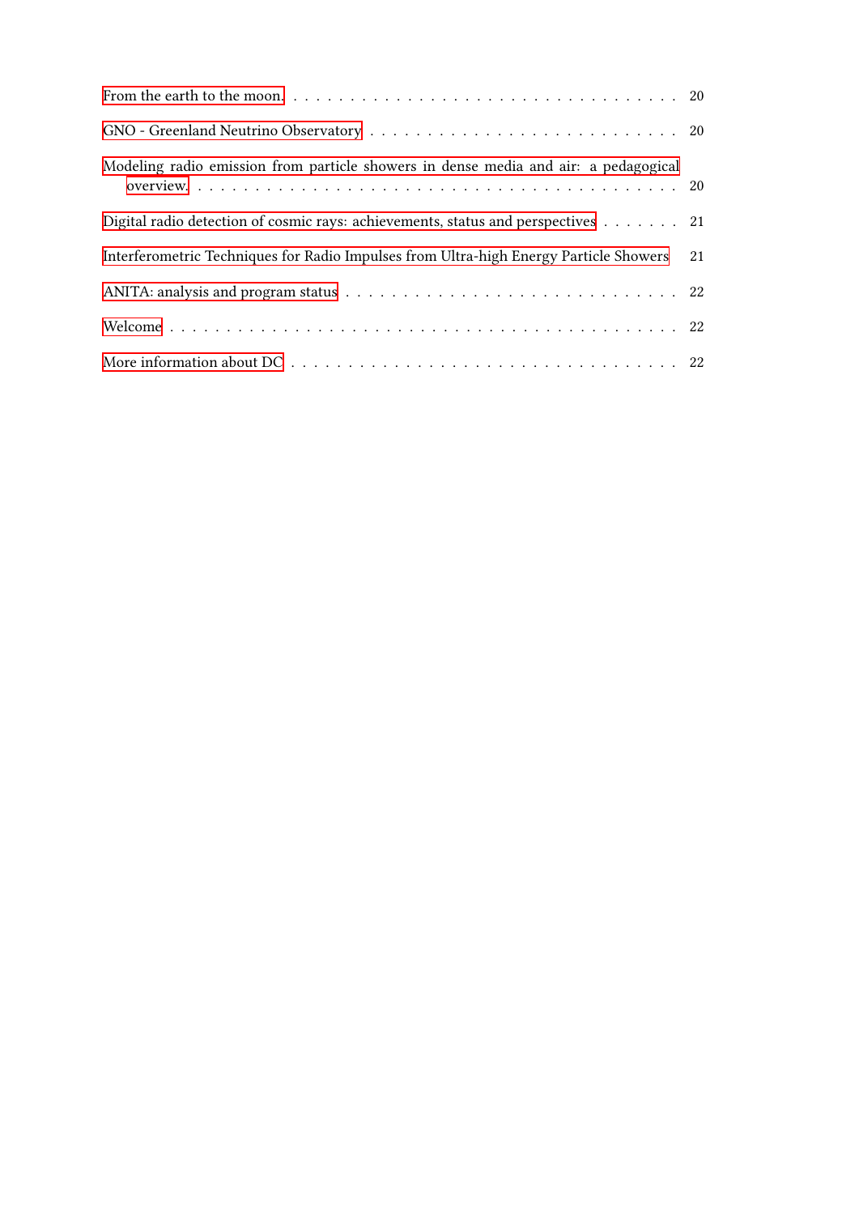From the earth to the moon. . . . . . . . . . . . . . . . . . . . . . . . . . . . . . . . . . 20

GNO - Greenland Neutrino Observatory . . . . . . . . . . . . . . . . . . . . . . . . . . . 20

Modeling radio emission from particle showers in dense media and air: a pedagogical overview. . . . . . . . . . . . . . . . . . . . . . . . . . . . . . . . . . . . . . . . . 20

Digital radio detection of cosmic rays: achievements, status and perspectives . . . . . . . 21

Interferometric Techniques for Radio Impulses from Ultra-high Energy Particle Showers 21

ANITA: analysis and program status . . . . . . . . . . . . . . . . . . . . . . . . . . . . 22

Welcome . . . . . . . . . . . . . . . . . . . . . . . . . . . . . . . . . . . . . . . . . . 22

More information about DC . . . . . . . . . . . . . . . . . . . . . . . . . . . . . . . . 22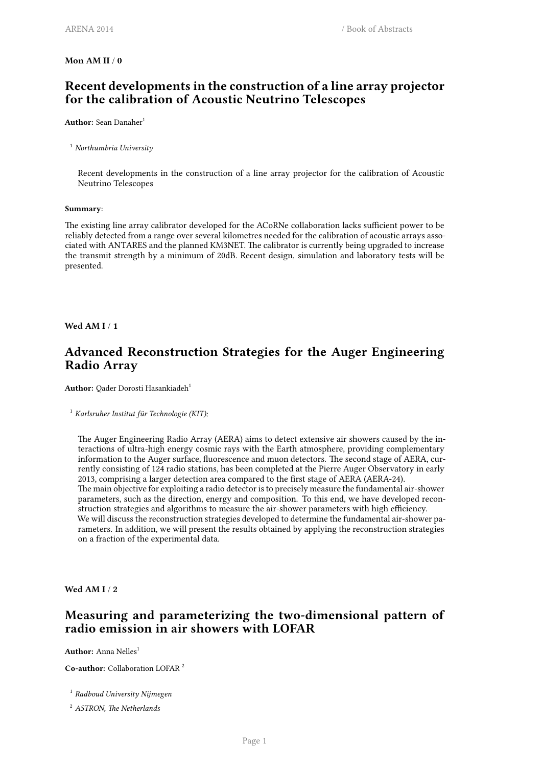**Mon AM II / 0**

## Recent developments in the construction of a line array projector for the calibration of Acoustic Neutrino Telescopes

**Author:** Sean Danaher[1]

[1] *Northumbria University*

Recent developments in the construction of a line array projector for the calibration of Acoustic Neutrino Telescopes

**Summary**:

The existing line array calibrator developed for the ACoRNe collaboration lacks sufficient power to be reliably detected from a range over several kilometres needed for the calibration of acoustic arrays associated with ANTARES and the planned KM3NET. The calibrator is currently being upgraded to increase the transmit strength by a minimum of 20dB. Recent design, simulation and laboratory tests will be presented.

**Wed AM I / 1**

## Advanced Reconstruction Strategies for the Auger Engineering Radio Array

**Author:** Qader Dorosti Hasankiadeh[1]

[1] *Karlsruher Institut für Technologie (KIT);*

The Auger Engineering Radio Array (AERA) aims to detect extensive air showers caused by the interactions of ultra-high energy cosmic rays with the Earth atmosphere, providing complementary information to the Auger surface, fluorescence and muon detectors. The second stage of AERA, currently consisting of 124 radio stations, has been completed at the Pierre Auger Observatory in early 2013, comprising a larger detection area compared to the first stage of AERA (AERA-24).
The main objective for exploiting a radio detector is to precisely measure the fundamental air-shower parameters, such as the direction, energy and composition. To this end, we have developed reconstruction strategies and algorithms to measure the air-shower parameters with high efficiency.
We will discuss the reconstruction strategies developed to determine the fundamental air-shower parameters. In addition, we will present the results obtained by applying the reconstruction strategies on a fraction of the experimental data.

**Wed AM I / 2**

## Measuring and parameterizing the two-dimensional pattern of radio emission in air showers with LOFAR

**Author:** Anna Nelles[1]

**Co-author:** Collaboration LOFAR [2]

[1] *Radboud University Nijmegen*

[2] *ASTRON, The Netherlands*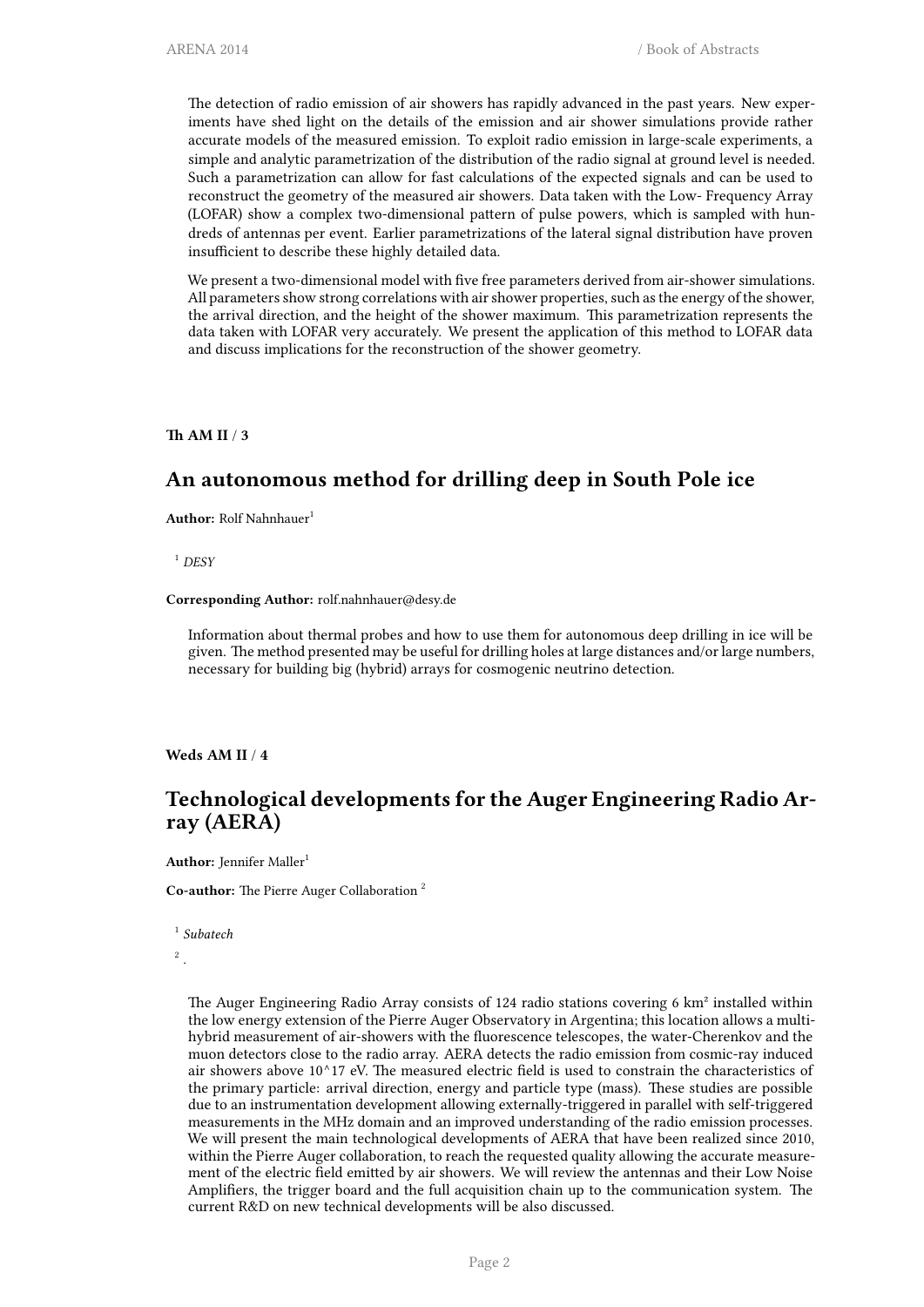The detection of radio emission of air showers has rapidly advanced in the past years. New experiments have shed light on the details of the emission and air shower simulations provide rather accurate models of the measured emission. To exploit radio emission in large-scale experiments, a simple and analytic parametrization of the distribution of the radio signal at ground level is needed. Such a parametrization can allow for fast calculations of the expected signals and can be used to reconstruct the geometry of the measured air showers. Data taken with the Low- Frequency Array (LOFAR) show a complex two-dimensional pattern of pulse powers, which is sampled with hundreds of antennas per event. Earlier parametrizations of the lateral signal distribution have proven insufficient to describe these highly detailed data.

We present a two-dimensional model with five free parameters derived from air-shower simulations. All parameters show strong correlations with air shower properties, such as the energy of the shower, the arrival direction, and the height of the shower maximum. This parametrization represents the data taken with LOFAR very accurately. We present the application of this method to LOFAR data and discuss implications for the reconstruction of the shower geometry.

**Th AM II** / **3**

## An autonomous method for drilling deep in South Pole ice

**Author:** Rolf Nahnhauer[1]

[1] *DESY*

**Corresponding Author:** rolf.nahnhauer@desy.de

Information about thermal probes and how to use them for autonomous deep drilling in ice will be given. The method presented may be useful for drilling holes at large distances and/or large numbers, necessary for building big (hybrid) arrays for cosmogenic neutrino detection.

**Weds AM II** / **4**

## Technological developments for the Auger Engineering Radio Array (AERA)

**Author:** Jennifer Maller[1]

**Co-author:** The Pierre Auger Collaboration [2]

[1] *Subatech*

[2] *.*

The Auger Engineering Radio Array consists of 124 radio stations covering 6 km² installed within the low energy extension of the Pierre Auger Observatory in Argentina; this location allows a multi-hybrid measurement of air-showers with the fluorescence telescopes, the water-Cherenkov and the muon detectors close to the radio array. AERA detects the radio emission from cosmic-ray induced air showers above 10^17 eV. The measured electric field is used to constrain the characteristics of the primary particle: arrival direction, energy and particle type (mass). These studies are possible due to an instrumentation development allowing externally-triggered in parallel with self-triggered measurements in the MHz domain and an improved understanding of the radio emission processes. We will present the main technological developments of AERA that have been realized since 2010, within the Pierre Auger collaboration, to reach the requested quality allowing the accurate measurement of the electric field emitted by air showers. We will review the antennas and their Low Noise Amplifiers, the trigger board and the full acquisition chain up to the communication system. The current R&D on new technical developments will be also discussed.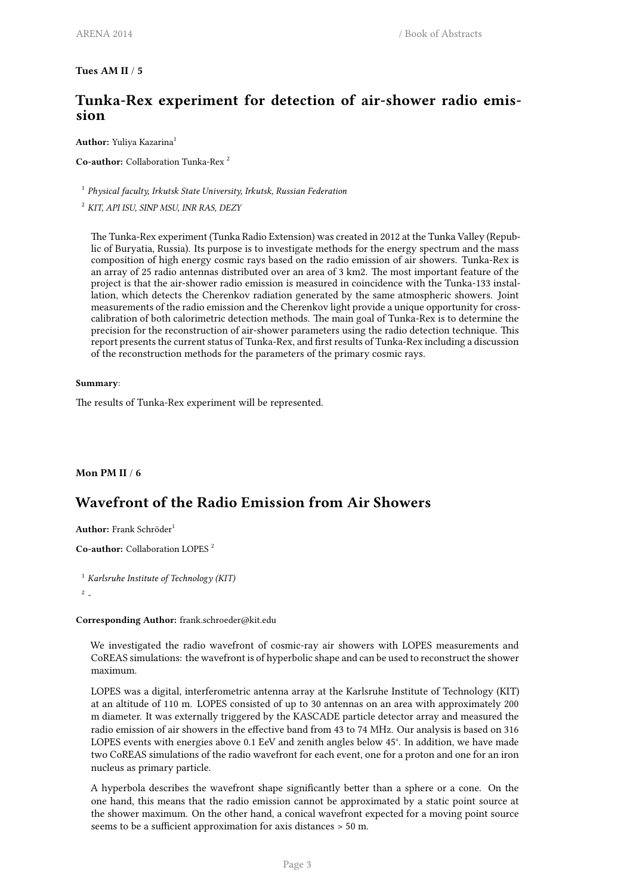**Tues AM II / 5**

## Tunka-Rex experiment for detection of air-shower radio emission

**Author:** Yuliya Kazarina[1]

**Co-author:** Collaboration Tunka-Rex [2]

[1] *Physical faculty, Irkutsk State University, Irkutsk, Russian Federation*

[2] *KIT, API ISU, SINP MSU, INR RAS, DEZY*

The Tunka-Rex experiment (Tunka Radio Extension) was created in 2012 at the Tunka Valley (Republic of Buryatia, Russia). Its purpose is to investigate methods for the energy spectrum and the mass composition of high energy cosmic rays based on the radio emission of air showers. Tunka-Rex is an array of 25 radio antennas distributed over an area of 3 km2. The most important feature of the project is that the air-shower radio emission is measured in coincidence with the Tunka-133 installation, which detects the Cherenkov radiation generated by the same atmospheric showers. Joint measurements of the radio emission and the Cherenkov light provide a unique opportunity for cross-calibration of both calorimetric detection methods. The main goal of Tunka-Rex is to determine the precision for the reconstruction of air-shower parameters using the radio detection technique. This report presents the current status of Tunka-Rex, and first results of Tunka-Rex including a discussion of the reconstruction methods for the parameters of the primary cosmic rays.

**Summary**:

The results of Tunka-Rex experiment will be represented.

**Mon PM II / 6**

## Wavefront of the Radio Emission from Air Showers

**Author:** Frank Schröder[1]

**Co-author:** Collaboration LOPES [2]

[1] *Karlsruhe Institute of Technology (KIT)*

[2] -

**Corresponding Author:** frank.schroeder@kit.edu

We investigated the radio wavefront of cosmic-ray air showers with LOPES measurements and CoREAS simulations: the wavefront is of hyperbolic shape and can be used to reconstruct the shower maximum.

LOPES was a digital, interferometric antenna array at the Karlsruhe Institute of Technology (KIT) at an altitude of 110 m. LOPES consisted of up to 30 antennas on an area with approximately 200 m diameter. It was externally triggered by the KASCADE particle detector array and measured the radio emission of air showers in the effective band from 43 to 74 MHz. Our analysis is based on 316 LOPES events with energies above 0.1 EeV and zenith angles below 45°. In addition, we have made two CoREAS simulations of the radio wavefront for each event, one for a proton and one for an iron nucleus as primary particle.

A hyperbola describes the wavefront shape significantly better than a sphere or a cone. On the one hand, this means that the radio emission cannot be approximated by a static point source at the shower maximum. On the other hand, a conical wavefront expected for a moving point source seems to be a sufficient approximation for axis distances > 50 m.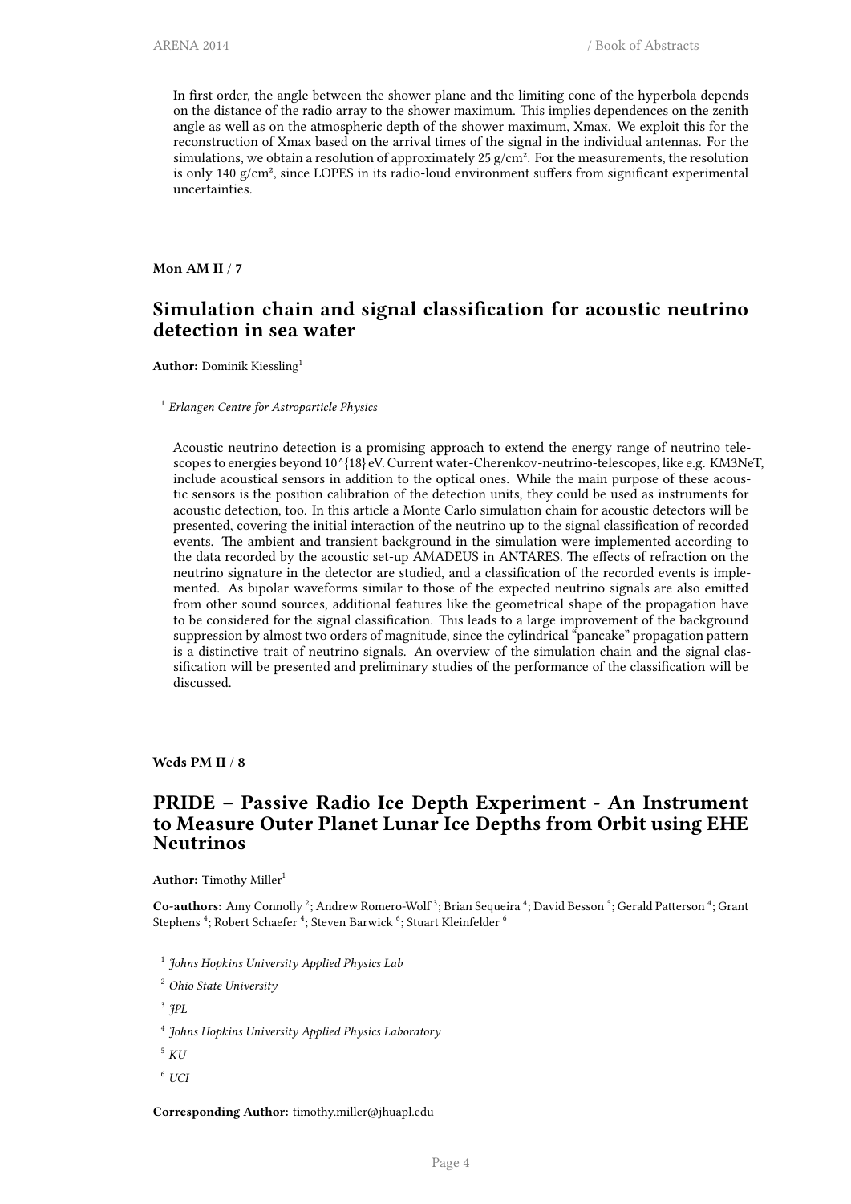In first order, the angle between the shower plane and the limiting cone of the hyperbola depends on the distance of the radio array to the shower maximum. This implies dependences on the zenith angle as well as on the atmospheric depth of the shower maximum, Xmax. We exploit this for the reconstruction of Xmax based on the arrival times of the signal in the individual antennas. For the simulations, we obtain a resolution of approximately 25 g/cm². For the measurements, the resolution is only 140 g/cm², since LOPES in its radio-loud environment suffers from significant experimental uncertainties.

**Mon AM II / 7**

## Simulation chain and signal classification for acoustic neutrino detection in sea water

**Author:** Dominik Kiessling[1]

[1] *Erlangen Centre for Astroparticle Physics*

Acoustic neutrino detection is a promising approach to extend the energy range of neutrino telescopes to energies beyond 10^{18} eV. Current water-Cherenkov-neutrino-telescopes, like e.g. KM3NeT, include acoustical sensors in addition to the optical ones. While the main purpose of these acoustic sensors is the position calibration of the detection units, they could be used as instruments for acoustic detection, too. In this article a Monte Carlo simulation chain for acoustic detectors will be presented, covering the initial interaction of the neutrino up to the signal classification of recorded events. The ambient and transient background in the simulation were implemented according to the data recorded by the acoustic set-up AMADEUS in ANTARES. The effects of refraction on the neutrino signature in the detector are studied, and a classification of the recorded events is implemented. As bipolar waveforms similar to those of the expected neutrino signals are also emitted from other sound sources, additional features like the geometrical shape of the propagation have to be considered for the signal classification. This leads to a large improvement of the background suppression by almost two orders of magnitude, since the cylindrical "pancake" propagation pattern is a distinctive trait of neutrino signals. An overview of the simulation chain and the signal classification will be presented and preliminary studies of the performance of the classification will be discussed.

**Weds PM II / 8**

## PRIDE – Passive Radio Ice Depth Experiment - An Instrument to Measure Outer Planet Lunar Ice Depths from Orbit using EHE Neutrinos

**Author:** Timothy Miller[1]

**Co-authors:** Amy Connolly [2]; Andrew Romero-Wolf [3]; Brian Sequeira [4]; David Besson [5]; Gerald Patterson [4]; Grant Stephens [4]; Robert Schaefer [4]; Steven Barwick [6]; Stuart Kleinfelder [6]

[1] *Johns Hopkins University Applied Physics Lab*

[2] *Ohio State University*

[3] *JPL*

[4] *Johns Hopkins University Applied Physics Laboratory*

[5] *KU*

[6] *UCI*

**Corresponding Author:** timothy.miller@jhuapl.edu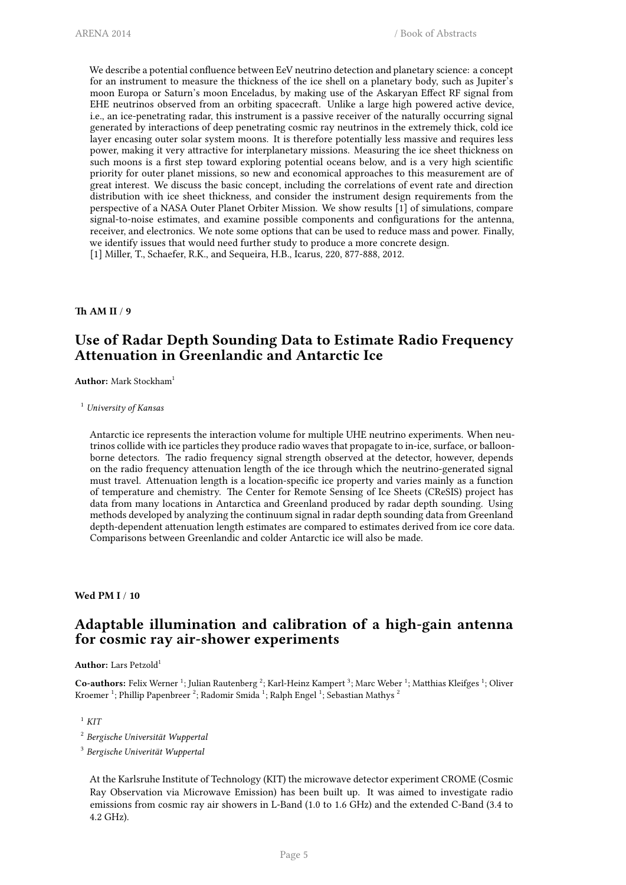We describe a potential confluence between EeV neutrino detection and planetary science: a concept for an instrument to measure the thickness of the ice shell on a planetary body, such as Jupiter's moon Europa or Saturn's moon Enceladus, by making use of the Askaryan Effect RF signal from EHE neutrinos observed from an orbiting spacecraft. Unlike a large high powered active device, i.e., an ice-penetrating radar, this instrument is a passive receiver of the naturally occurring signal generated by interactions of deep penetrating cosmic ray neutrinos in the extremely thick, cold ice layer encasing outer solar system moons. It is therefore potentially less massive and requires less power, making it very attractive for interplanetary missions. Measuring the ice sheet thickness on such moons is a first step toward exploring potential oceans below, and is a very high scientific priority for outer planet missions, so new and economical approaches to this measurement are of great interest. We discuss the basic concept, including the correlations of event rate and direction distribution with ice sheet thickness, and consider the instrument design requirements from the perspective of a NASA Outer Planet Orbiter Mission. We show results [1] of simulations, compare signal-to-noise estimates, and examine possible components and configurations for the antenna, receiver, and electronics. We note some options that can be used to reduce mass and power. Finally, we identify issues that would need further study to produce a more concrete design.
[1] Miller, T., Schaefer, R.K., and Sequeira, H.B., Icarus, 220, 877-888, 2012.

**Th AM II / 9**

## Use of Radar Depth Sounding Data to Estimate Radio Frequency Attenuation in Greenlandic and Antarctic Ice

**Author:** Mark Stockham[1]

[1] *University of Kansas*

Antarctic ice represents the interaction volume for multiple UHE neutrino experiments. When neutrinos collide with ice particles they produce radio waves that propagate to in-ice, surface, or balloon-borne detectors. The radio frequency signal strength observed at the detector, however, depends on the radio frequency attenuation length of the ice through which the neutrino-generated signal must travel. Attenuation length is a location-specific ice property and varies mainly as a function of temperature and chemistry. The Center for Remote Sensing of Ice Sheets (CReSIS) project has data from many locations in Antarctica and Greenland produced by radar depth sounding. Using methods developed by analyzing the continuum signal in radar depth sounding data from Greenland depth-dependent attenuation length estimates are compared to estimates derived from ice core data. Comparisons between Greenlandic and colder Antarctic ice will also be made.

**Wed PM I / 10**

## Adaptable illumination and calibration of a high-gain antenna for cosmic ray air-shower experiments

**Author:** Lars Petzold[1]

**Co-authors:** Felix Werner [1]; Julian Rautenberg [2]; Karl-Heinz Kampert [3]; Marc Weber [1]; Matthias Kleifges [1]; Oliver Kroemer [1]; Phillip Papenbreer [2]; Radomir Smida [1]; Ralph Engel [1]; Sebastian Mathys [2]

[1] *KIT*

[2] *Bergische Universität Wuppertal*

[3] *Bergische Univerität Wuppertal*

At the Karlsruhe Institute of Technology (KIT) the microwave detector experiment CROME (Cosmic Ray Observation via Microwave Emission) has been built up. It was aimed to investigate radio emissions from cosmic ray air showers in L-Band (1.0 to 1.6 GHz) and the extended C-Band (3.4 to 4.2 GHz).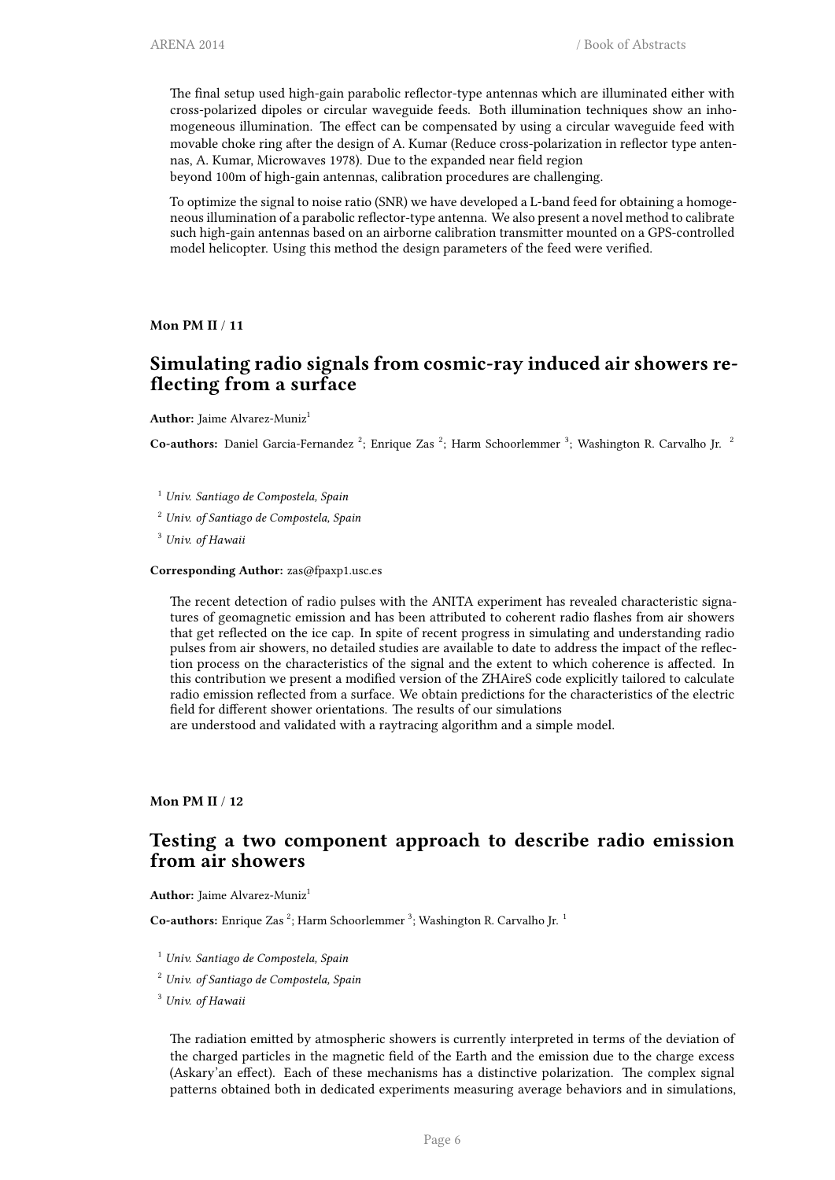The final setup used high-gain parabolic reflector-type antennas which are illuminated either with cross-polarized dipoles or circular waveguide feeds. Both illumination techniques show an inhomogeneous illumination. The effect can be compensated by using a circular waveguide feed with movable choke ring after the design of A. Kumar (Reduce cross-polarization in reflector type antennas, A. Kumar, Microwaves 1978). Due to the expanded near field region
beyond 100m of high-gain antennas, calibration procedures are challenging.

To optimize the signal to noise ratio (SNR) we have developed a L-band feed for obtaining a homogeneous illumination of a parabolic reflector-type antenna. We also present a novel method to calibrate such high-gain antennas based on an airborne calibration transmitter mounted on a GPS-controlled model helicopter. Using this method the design parameters of the feed were verified.

**Mon PM II** / **11**

## Simulating radio signals from cosmic-ray induced air showers reflecting from a surface

**Author:** Jaime Alvarez-Muniz[1]

**Co-authors:** Daniel Garcia-Fernandez [2]; Enrique Zas [2]; Harm Schoorlemmer [3]; Washington R. Carvalho Jr. [2]

[1] *Univ. Santiago de Compostela, Spain*

[2] *Univ. of Santiago de Compostela, Spain*

[3] *Univ. of Hawaii*

**Corresponding Author:** zas@fpaxp1.usc.es

The recent detection of radio pulses with the ANITA experiment has revealed characteristic signatures of geomagnetic emission and has been attributed to coherent radio flashes from air showers that get reflected on the ice cap. In spite of recent progress in simulating and understanding radio pulses from air showers, no detailed studies are available to date to address the impact of the reflection process on the characteristics of the signal and the extent to which coherence is affected. In this contribution we present a modified version of the ZHAireS code explicitly tailored to calculate radio emission reflected from a surface. We obtain predictions for the characteristics of the electric field for different shower orientations. The results of our simulations
are understood and validated with a raytracing algorithm and a simple model.

**Mon PM II** / **12**

## Testing a two component approach to describe radio emission from air showers

**Author:** Jaime Alvarez-Muniz[1]

**Co-authors:** Enrique Zas [2]; Harm Schoorlemmer [3]; Washington R. Carvalho Jr. [1]

[1] *Univ. Santiago de Compostela, Spain*

[2] *Univ. of Santiago de Compostela, Spain*

[3] *Univ. of Hawaii*

The radiation emitted by atmospheric showers is currently interpreted in terms of the deviation of the charged particles in the magnetic field of the Earth and the emission due to the charge excess (Askary'an effect). Each of these mechanisms has a distinctive polarization. The complex signal patterns obtained both in dedicated experiments measuring average behaviors and in simulations,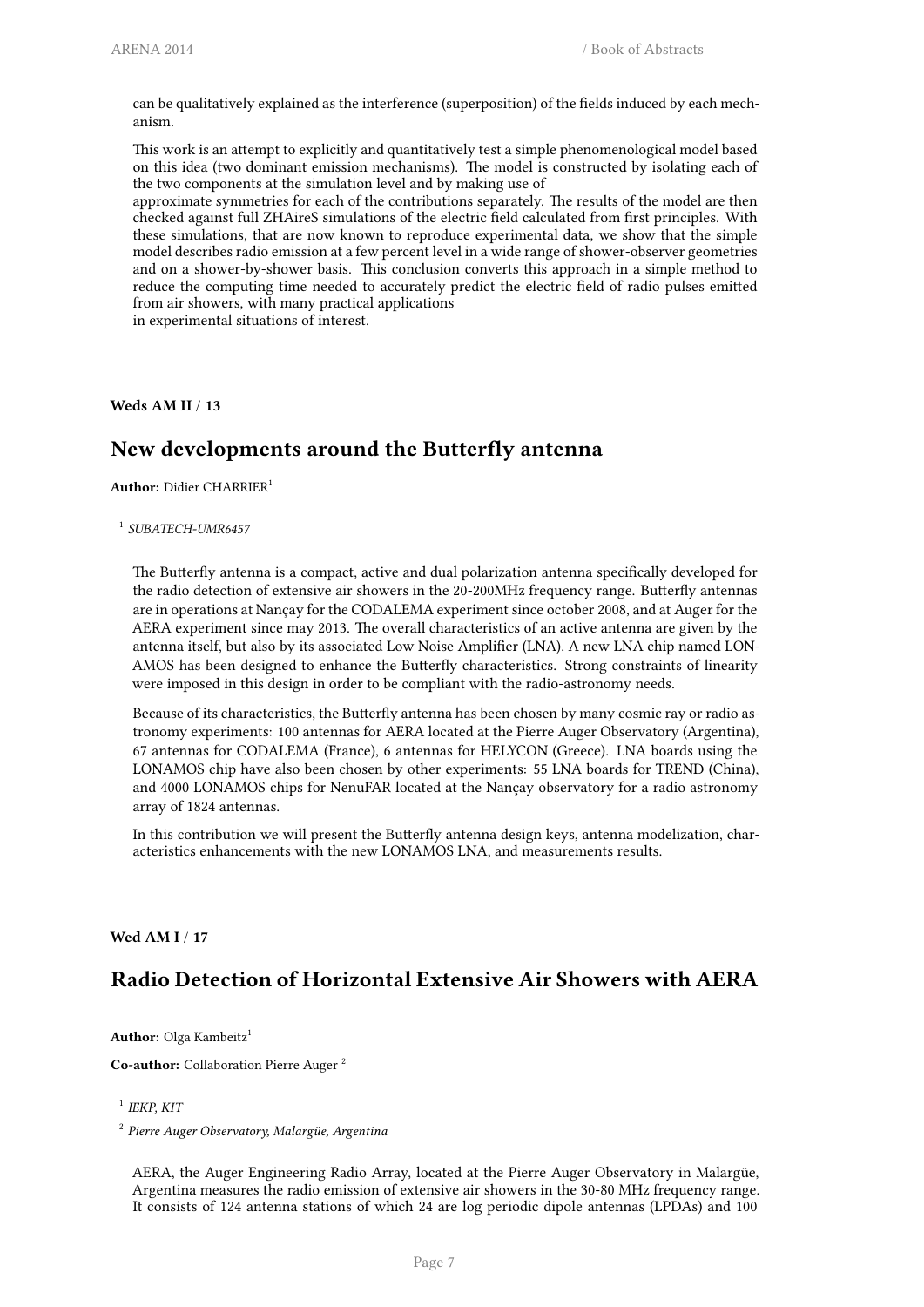can be qualitatively explained as the interference (superposition) of the fields induced by each mechanism.

This work is an attempt to explicitly and quantitatively test a simple phenomenological model based on this idea (two dominant emission mechanisms). The model is constructed by isolating each of the two components at the simulation level and by making use of
approximate symmetries for each of the contributions separately. The results of the model are then checked against full ZHAireS simulations of the electric field calculated from first principles. With these simulations, that are now known to reproduce experimental data, we show that the simple model describes radio emission at a few percent level in a wide range of shower-observer geometries and on a shower-by-shower basis. This conclusion converts this approach in a simple method to reduce the computing time needed to accurately predict the electric field of radio pulses emitted from air showers, with many practical applications
in experimental situations of interest.

**Weds AM II / 13**

## New developments around the Butterfly antenna

**Author:** Didier CHARRIER[1]

[1] *SUBATECH-UMR6457*

The Butterfly antenna is a compact, active and dual polarization antenna specifically developed for the radio detection of extensive air showers in the 20-200MHz frequency range. Butterfly antennas are in operations at Nançay for the CODALEMA experiment since october 2008, and at Auger for the AERA experiment since may 2013. The overall characteristics of an active antenna are given by the antenna itself, but also by its associated Low Noise Amplifier (LNA). A new LNA chip named LONAMOS has been designed to enhance the Butterfly characteristics. Strong constraints of linearity were imposed in this design in order to be compliant with the radio-astronomy needs.

Because of its characteristics, the Butterfly antenna has been chosen by many cosmic ray or radio astronomy experiments: 100 antennas for AERA located at the Pierre Auger Observatory (Argentina), 67 antennas for CODALEMA (France), 6 antennas for HELYCON (Greece). LNA boards using the LONAMOS chip have also been chosen by other experiments: 55 LNA boards for TREND (China), and 4000 LONAMOS chips for NenuFAR located at the Nançay observatory for a radio astronomy array of 1824 antennas.

In this contribution we will present the Butterfly antenna design keys, antenna modelization, characteristics enhancements with the new LONAMOS LNA, and measurements results.

**Wed AM I / 17**

## Radio Detection of Horizontal Extensive Air Showers with AERA

**Author:** Olga Kambeitz[1]

**Co-author:** Collaboration Pierre Auger [2]

[1] *IEKP, KIT*

[2] *Pierre Auger Observatory, Malargüe, Argentina*

AERA, the Auger Engineering Radio Array, located at the Pierre Auger Observatory in Malargüe, Argentina measures the radio emission of extensive air showers in the 30-80 MHz frequency range. It consists of 124 antenna stations of which 24 are log periodic dipole antennas (LPDAs) and 100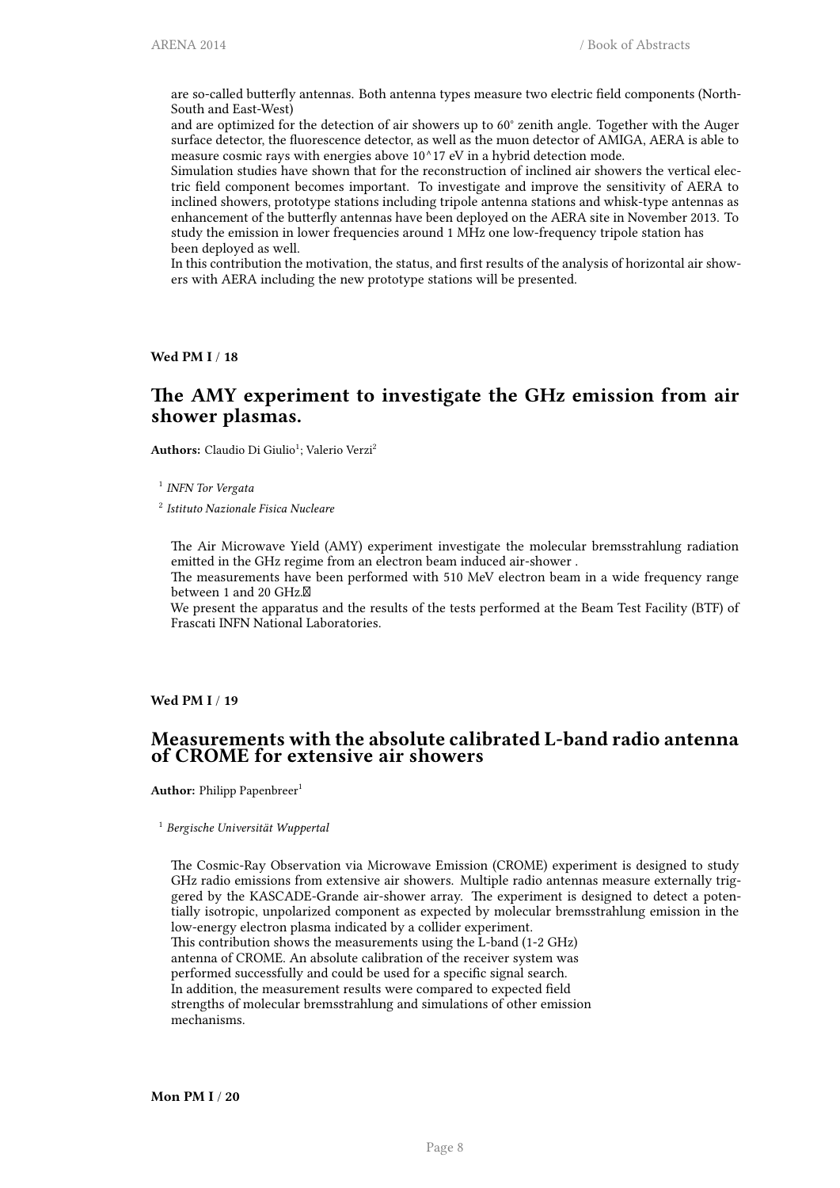are so-called butterfly antennas. Both antenna types measure two electric field components (North-South and East-West)
and are optimized for the detection of air showers up to 60° zenith angle. Together with the Auger surface detector, the fluorescence detector, as well as the muon detector of AMIGA, AERA is able to measure cosmic rays with energies above 10^17 eV in a hybrid detection mode.
Simulation studies have shown that for the reconstruction of inclined air showers the vertical electric field component becomes important. To investigate and improve the sensitivity of AERA to inclined showers, prototype stations including tripole antenna stations and whisk-type antennas as enhancement of the butterfly antennas have been deployed on the AERA site in November 2013. To study the emission in lower frequencies around 1 MHz one low-frequency tripole station has been deployed as well.
In this contribution the motivation, the status, and first results of the analysis of horizontal air showers with AERA including the new prototype stations will be presented.

**Wed PM I** / **18**

## The AMY experiment to investigate the GHz emission from air shower plasmas.

**Authors:** Claudio Di Giulio[1]; Valerio Verzi[2]

[1] *INFN Tor Vergata*

[2] *Istituto Nazionale Fisica Nucleare*

The Air Microwave Yield (AMY) experiment investigate the molecular bremsstrahlung radiation emitted in the GHz regime from an electron beam induced air-shower .
The measurements have been performed with 510 MeV electron beam in a wide frequency range between 1 and 20 GHz.
We present the apparatus and the results of the tests performed at the Beam Test Facility (BTF) of Frascati INFN National Laboratories.

**Wed PM I** / **19**

## Measurements with the absolute calibrated L-band radio antenna of CROME for extensive air showers

**Author:** Philipp Papenbreer[1]

[1] *Bergische Universität Wuppertal*

The Cosmic-Ray Observation via Microwave Emission (CROME) experiment is designed to study GHz radio emissions from extensive air showers. Multiple radio antennas measure externally triggered by the KASCADE-Grande air-shower array. The experiment is designed to detect a potentially isotropic, unpolarized component as expected by molecular bremsstrahlung emission in the low-energy electron plasma indicated by a collider experiment.
This contribution shows the measurements using the L-band (1-2 GHz) antenna of CROME. An absolute calibration of the receiver system was performed successfully and could be used for a specific signal search.
In addition, the measurement results were compared to expected field strengths of molecular bremsstrahlung and simulations of other emission mechanisms.

**Mon PM I** / **20**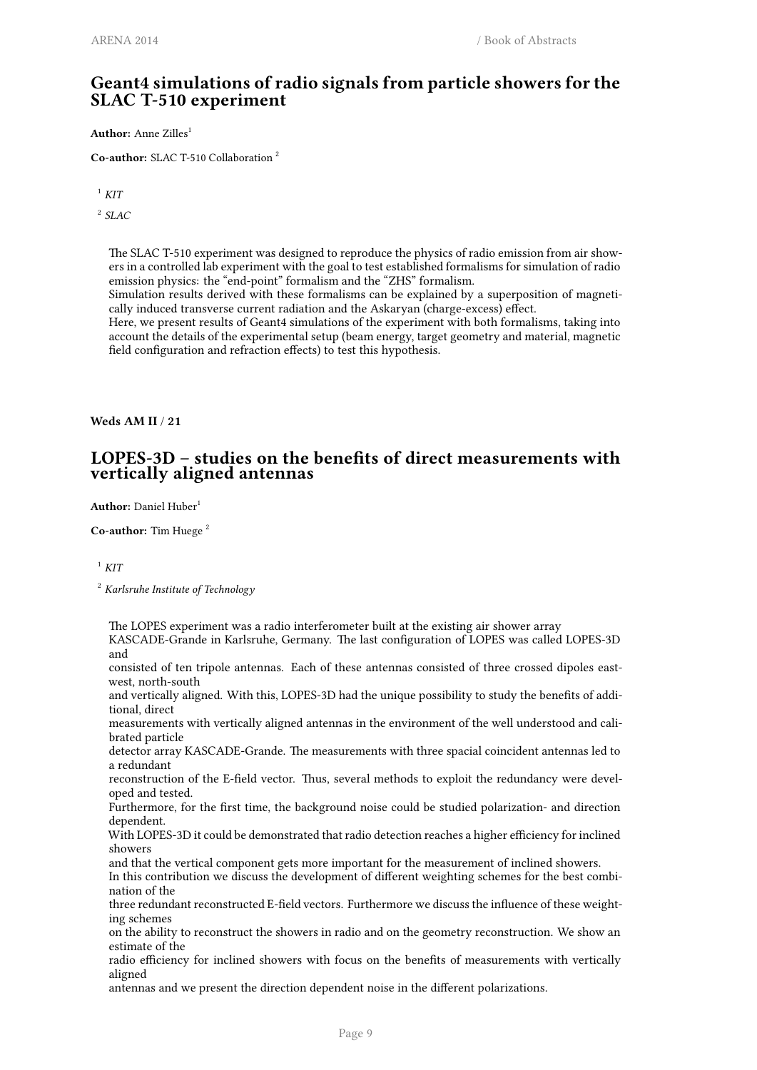## Geant4 simulations of radio signals from particle showers for the SLAC T-510 experiment

**Author:** Anne Zilles[1]

**Co-author:** SLAC T-510 Collaboration [2]

[1] *KIT*

[2] *SLAC*

The SLAC T-510 experiment was designed to reproduce the physics of radio emission from air showers in a controlled lab experiment with the goal to test established formalisms for simulation of radio emission physics: the "end-point" formalism and the "ZHS" formalism.
Simulation results derived with these formalisms can be explained by a superposition of magnetically induced transverse current radiation and the Askaryan (charge-excess) effect.
Here, we present results of Geant4 simulations of the experiment with both formalisms, taking into account the details of the experimental setup (beam energy, target geometry and material, magnetic field configuration and refraction effects) to test this hypothesis.

**Weds AM II / 21**

## LOPES-3D – studies on the benefits of direct measurements with vertically aligned antennas

**Author:** Daniel Huber[1]

**Co-author:** Tim Huege [2]

[1] *KIT*

[2] *Karlsruhe Institute of Technology*

The LOPES experiment was a radio interferometer built at the existing air shower array KASCADE-Grande in Karlsruhe, Germany. The last configuration of LOPES was called LOPES-3D and consisted of ten tripole antennas. Each of these antennas consisted of three crossed dipoles east-west, north-south and vertically aligned. With this, LOPES-3D had the unique possibility to study the benefits of additional, direct measurements with vertically aligned antennas in the environment of the well understood and calibrated particle detector array KASCADE-Grande. The measurements with three spacial coincident antennas led to a redundant reconstruction of the E-field vector. Thus, several methods to exploit the redundancy were developed and tested.
Furthermore, for the first time, the background noise could be studied polarization- and direction dependent.
With LOPES-3D it could be demonstrated that radio detection reaches a higher efficiency for inclined showers and that the vertical component gets more important for the measurement of inclined showers.
In this contribution we discuss the development of different weighting schemes for the best combination of the three redundant reconstructed E-field vectors. Furthermore we discuss the influence of these weighting schemes on the ability to reconstruct the showers in radio and on the geometry reconstruction. We show an estimate of the radio efficiency for inclined showers with focus on the benefits of measurements with vertically aligned antennas and we present the direction dependent noise in the different polarizations.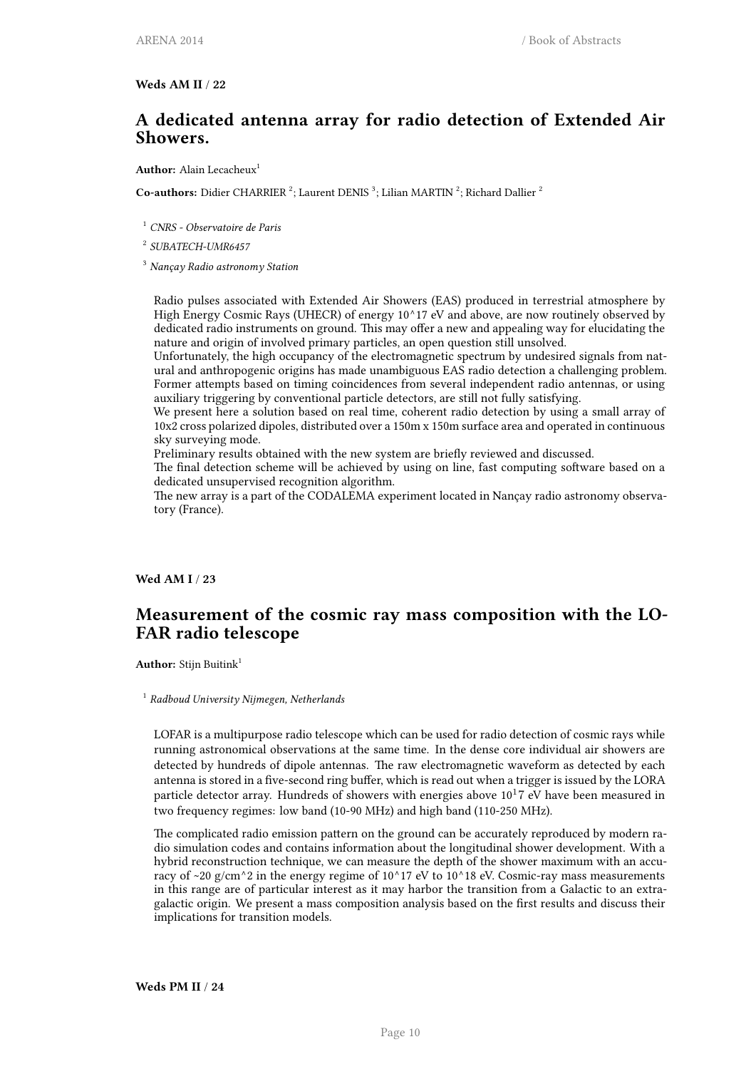**Weds AM II / 22**

## A dedicated antenna array for radio detection of Extended Air Showers.

**Author:** Alain Lecacheux[1]

**Co-authors:** Didier CHARRIER [2]; Laurent DENIS [3]; Lilian MARTIN [2]; Richard Dallier [2]

[1] *CNRS - Observatoire de Paris*

[2] *SUBATECH-UMR6457*

[3] *Nançay Radio astronomy Station*

Radio pulses associated with Extended Air Showers (EAS) produced in terrestrial atmosphere by High Energy Cosmic Rays (UHECR) of energy $10^{17}$ eV and above, are now routinely observed by dedicated radio instruments on ground. This may offer a new and appealing way for elucidating the nature and origin of involved primary particles, an open question still unsolved.
Unfortunately, the high occupancy of the electromagnetic spectrum by undesired signals from natural and anthropogenic origins has made unambiguous EAS radio detection a challenging problem. Former attempts based on timing coincidences from several independent radio antennas, or using auxiliary triggering by conventional particle detectors, are still not fully satisfying.
We present here a solution based on real time, coherent radio detection by using a small array of 10x2 cross polarized dipoles, distributed over a 150m x 150m surface area and operated in continuous sky surveying mode.
Preliminary results obtained with the new system are briefly reviewed and discussed.
The final detection scheme will be achieved by using on line, fast computing software based on a dedicated unsupervised recognition algorithm.
The new array is a part of the CODALEMA experiment located in Nançay radio astronomy observatory (France).

**Wed AM I / 23**

## Measurement of the cosmic ray mass composition with the LOFAR radio telescope

**Author:** Stijn Buitink[1]

[1] *Radboud University Nijmegen, Netherlands*

LOFAR is a multipurpose radio telescope which can be used for radio detection of cosmic rays while running astronomical observations at the same time. In the dense core individual air showers are detected by hundreds of dipole antennas. The raw electromagnetic waveform as detected by each antenna is stored in a five-second ring buffer, which is read out when a trigger is issued by the LORA particle detector array. Hundreds of showers with energies above $10^{1}7$ eV have been measured in two frequency regimes: low band (10-90 MHz) and high band (110-250 MHz).

The complicated radio emission pattern on the ground can be accurately reproduced by modern radio simulation codes and contains information about the longitudinal shower development. With a hybrid reconstruction technique, we can measure the depth of the shower maximum with an accuracy of ~20 g/cm$^2$ in the energy regime of $10^{17}$ eV to $10^{18}$ eV. Cosmic-ray mass measurements in this range are of particular interest as it may harbor the transition from a Galactic to an extragalactic origin. We present a mass composition analysis based on the first results and discuss their implications for transition models.

**Weds PM II / 24**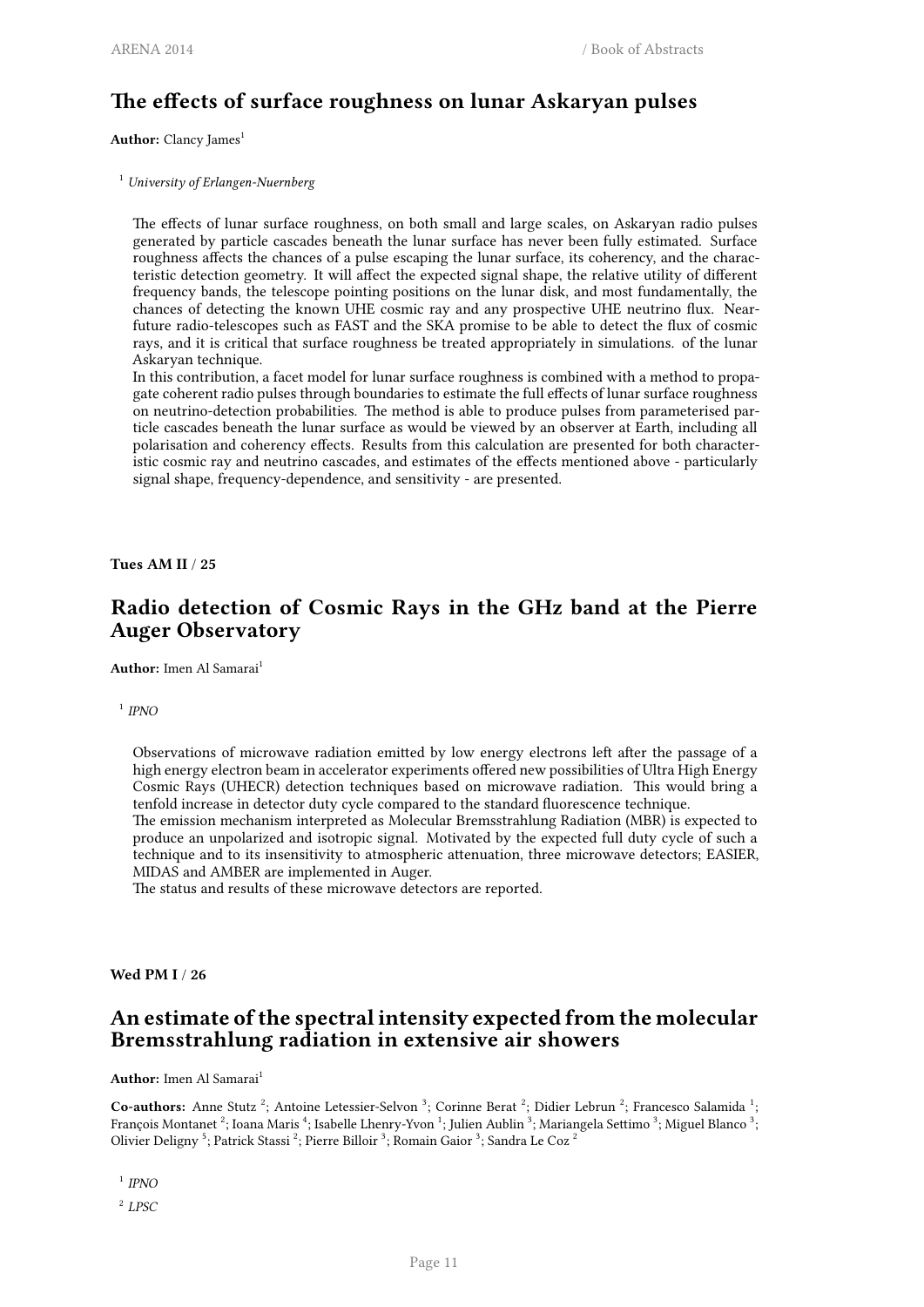## The effects of surface roughness on lunar Askaryan pulses

**Author:** Clancy James[1]

[1] *University of Erlangen-Nuernberg*

The effects of lunar surface roughness, on both small and large scales, on Askaryan radio pulses generated by particle cascades beneath the lunar surface has never been fully estimated. Surface roughness affects the chances of a pulse escaping the lunar surface, its coherency, and the characteristic detection geometry. It will affect the expected signal shape, the relative utility of different frequency bands, the telescope pointing positions on the lunar disk, and most fundamentally, the chances of detecting the known UHE cosmic ray and any prospective UHE neutrino flux. Near-future radio-telescopes such as FAST and the SKA promise to be able to detect the flux of cosmic rays, and it is critical that surface roughness be treated appropriately in simulations. of the lunar Askaryan technique.
In this contribution, a facet model for lunar surface roughness is combined with a method to propagate coherent radio pulses through boundaries to estimate the full effects of lunar surface roughness on neutrino-detection probabilities. The method is able to produce pulses from parameterised particle cascades beneath the lunar surface as would be viewed by an observer at Earth, including all polarisation and coherency effects. Results from this calculation are presented for both characteristic cosmic ray and neutrino cascades, and estimates of the effects mentioned above - particularly signal shape, frequency-dependence, and sensitivity - are presented.

**Tues AM II / 25**

## Radio detection of Cosmic Rays in the GHz band at the Pierre Auger Observatory

**Author:** Imen Al Samarai[1]

[1] *IPNO*

Observations of microwave radiation emitted by low energy electrons left after the passage of a high energy electron beam in accelerator experiments offered new possibilities of Ultra High Energy Cosmic Rays (UHECR) detection techniques based on microwave radiation. This would bring a tenfold increase in detector duty cycle compared to the standard fluorescence technique.
The emission mechanism interpreted as Molecular Bremsstrahlung Radiation (MBR) is expected to produce an unpolarized and isotropic signal. Motivated by the expected full duty cycle of such a technique and to its insensitivity to atmospheric attenuation, three microwave detectors; EASIER, MIDAS and AMBER are implemented in Auger.
The status and results of these microwave detectors are reported.

**Wed PM I / 26**

## An estimate of the spectral intensity expected from the molecular Bremsstrahlung radiation in extensive air showers

**Author:** Imen Al Samarai[1]

**Co-authors:** Anne Stutz [2]; Antoine Letessier-Selvon [3]; Corinne Berat [2]; Didier Lebrun [2]; Francesco Salamida [1]; François Montanet [2]; Ioana Maris [4]; Isabelle Lhenry-Yvon [1]; Julien Aublin [3]; Mariangela Settimo [3]; Miguel Blanco [3]; Olivier Deligny [5]; Patrick Stassi [2]; Pierre Billoir [3]; Romain Gaior [3]; Sandra Le Coz [2]

[1] *IPNO*

[2] *LPSC*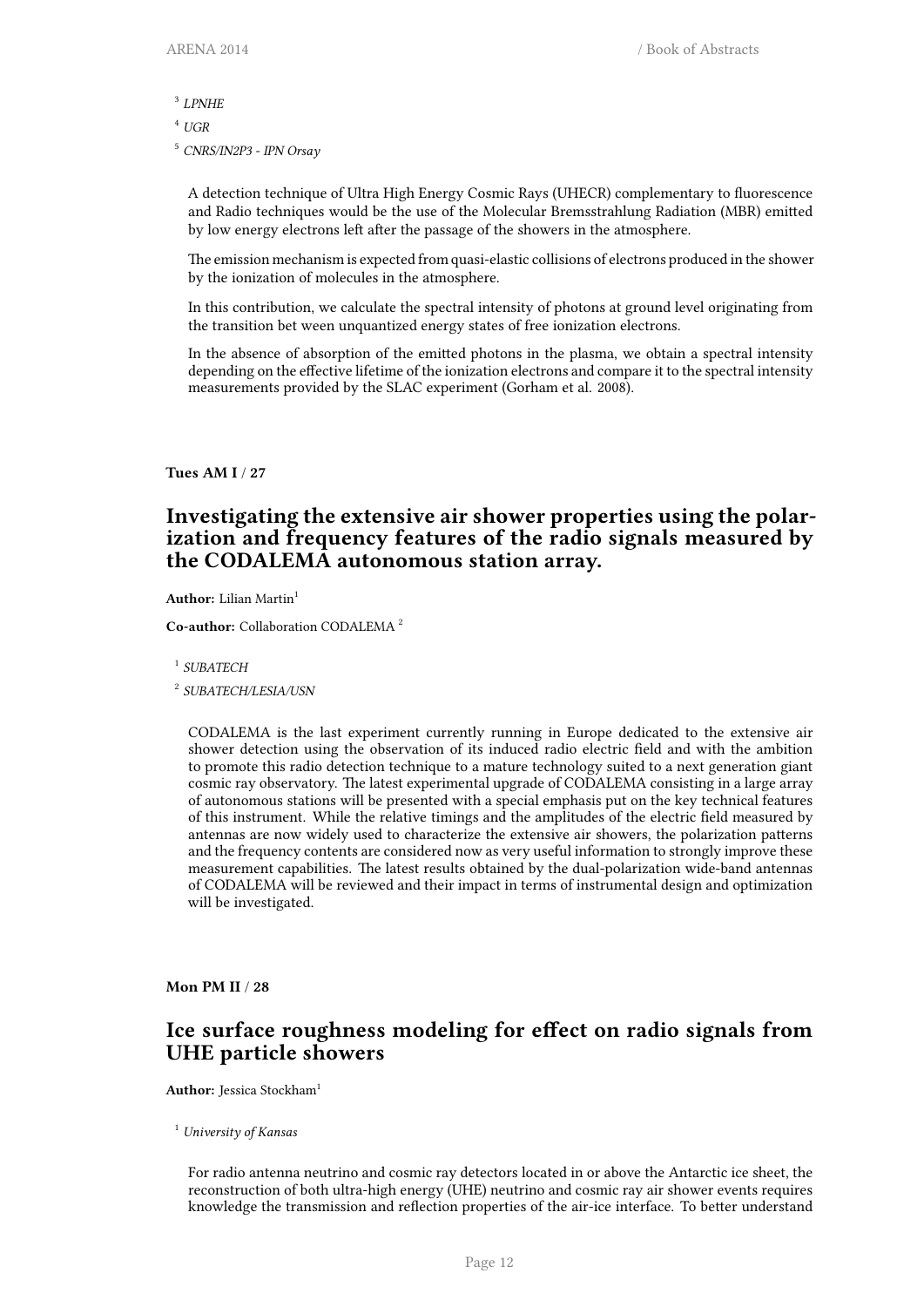[3] *LPNHE*

[4] *UGR*

[5] *CNRS/IN2P3 - IPN Orsay*

A detection technique of Ultra High Energy Cosmic Rays (UHECR) complementary to fluorescence and Radio techniques would be the use of the Molecular Bremsstrahlung Radiation (MBR) emitted by low energy electrons left after the passage of the showers in the atmosphere.

The emission mechanism is expected from quasi-elastic collisions of electrons produced in the shower by the ionization of molecules in the atmosphere.

In this contribution, we calculate the spectral intensity of photons at ground level originating from the transition bet ween unquantized energy states of free ionization electrons.

In the absence of absorption of the emitted photons in the plasma, we obtain a spectral intensity depending on the effective lifetime of the ionization electrons and compare it to the spectral intensity measurements provided by the SLAC experiment (Gorham et al. 2008).

**Tues AM I / 27**

## Investigating the extensive air shower properties using the polarization and frequency features of the radio signals measured by the CODALEMA autonomous station array.

**Author:** Lilian Martin[1]

**Co-author:** Collaboration CODALEMA [2]

[1] *SUBATECH*

[2] *SUBATECH/LESIA/USN*

CODALEMA is the last experiment currently running in Europe dedicated to the extensive air shower detection using the observation of its induced radio electric field and with the ambition to promote this radio detection technique to a mature technology suited to a next generation giant cosmic ray observatory. The latest experimental upgrade of CODALEMA consisting in a large array of autonomous stations will be presented with a special emphasis put on the key technical features of this instrument. While the relative timings and the amplitudes of the electric field measured by antennas are now widely used to characterize the extensive air showers, the polarization patterns and the frequency contents are considered now as very useful information to strongly improve these measurement capabilities. The latest results obtained by the dual-polarization wide-band antennas of CODALEMA will be reviewed and their impact in terms of instrumental design and optimization will be investigated.

**Mon PM II / 28**

## Ice surface roughness modeling for effect on radio signals from UHE particle showers

**Author:** Jessica Stockham[1]

[1] *University of Kansas*

For radio antenna neutrino and cosmic ray detectors located in or above the Antarctic ice sheet, the reconstruction of both ultra-high energy (UHE) neutrino and cosmic ray air shower events requires knowledge the transmission and reflection properties of the air-ice interface. To better understand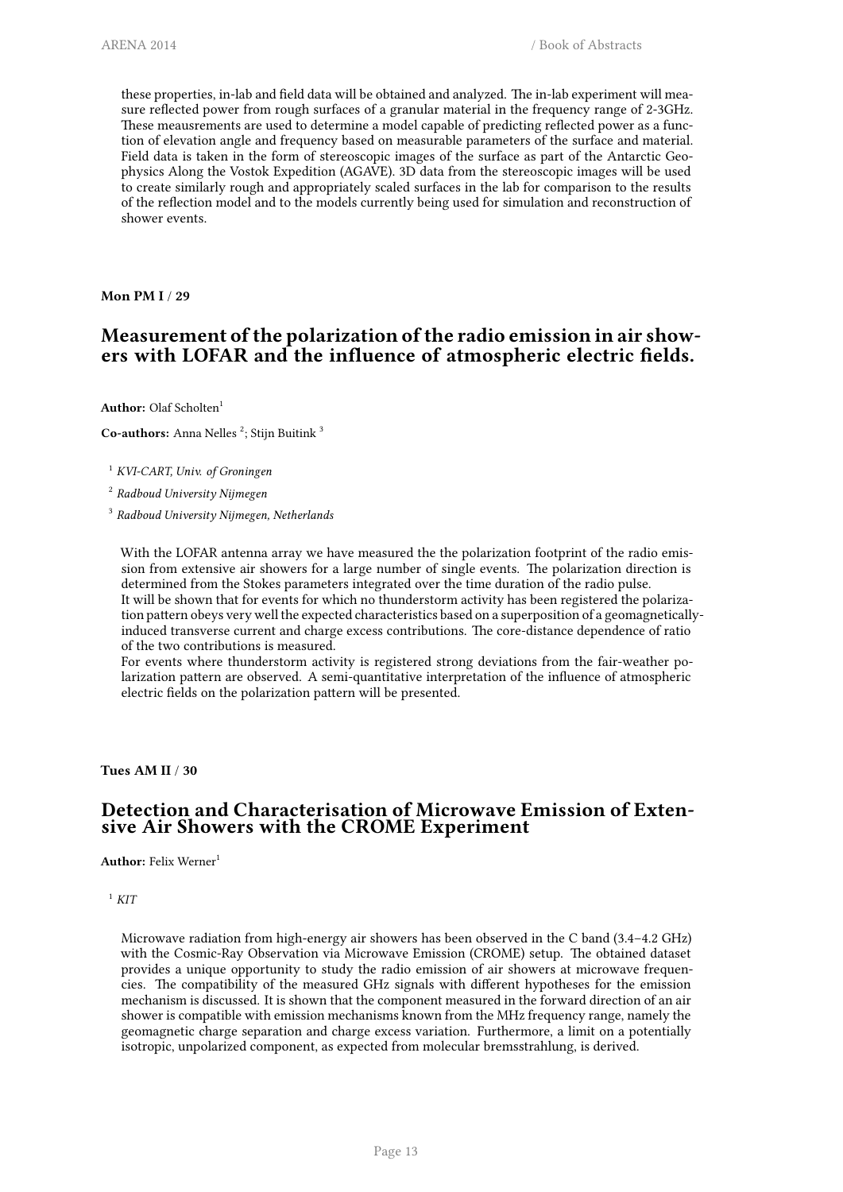these properties, in-lab and field data will be obtained and analyzed. The in-lab experiment will measure reflected power from rough surfaces of a granular material in the frequency range of 2-3GHz. These meausrements are used to determine a model capable of predicting reflected power as a function of elevation angle and frequency based on measurable parameters of the surface and material. Field data is taken in the form of stereoscopic images of the surface as part of the Antarctic Geophysics Along the Vostok Expedition (AGAVE). 3D data from the stereoscopic images will be used to create similarly rough and appropriately scaled surfaces in the lab for comparison to the results of the reflection model and to the models currently being used for simulation and reconstruction of shower events.

**Mon PM I / 29**

## Measurement of the polarization of the radio emission in air showers with LOFAR and the influence of atmospheric electric fields.

**Author:** Olaf Scholten[1]

**Co-authors:** Anna Nelles [2]; Stijn Buitink [3]

[1] *KVI-CART, Univ. of Groningen*

[2] *Radboud University Nijmegen*

[3] *Radboud University Nijmegen, Netherlands*

With the LOFAR antenna array we have measured the the polarization footprint of the radio emission from extensive air showers for a large number of single events. The polarization direction is determined from the Stokes parameters integrated over the time duration of the radio pulse.
It will be shown that for events for which no thunderstorm activity has been registered the polarization pattern obeys very well the expected characteristics based on a superposition of a geomagnetically-induced transverse current and charge excess contributions. The core-distance dependence of ratio of the two contributions is measured.
For events where thunderstorm activity is registered strong deviations from the fair-weather polarization pattern are observed. A semi-quantitative interpretation of the influence of atmospheric electric fields on the polarization pattern will be presented.

**Tues AM II / 30**

## Detection and Characterisation of Microwave Emission of Extensive Air Showers with the CROME Experiment

**Author:** Felix Werner[1]

[1] *KIT*

Microwave radiation from high-energy air showers has been observed in the C band (3.4–4.2 GHz) with the Cosmic-Ray Observation via Microwave Emission (CROME) setup. The obtained dataset provides a unique opportunity to study the radio emission of air showers at microwave frequencies. The compatibility of the measured GHz signals with different hypotheses for the emission mechanism is discussed. It is shown that the component measured in the forward direction of an air shower is compatible with emission mechanisms known from the MHz frequency range, namely the geomagnetic charge separation and charge excess variation. Furthermore, a limit on a potentially isotropic, unpolarized component, as expected from molecular bremsstrahlung, is derived.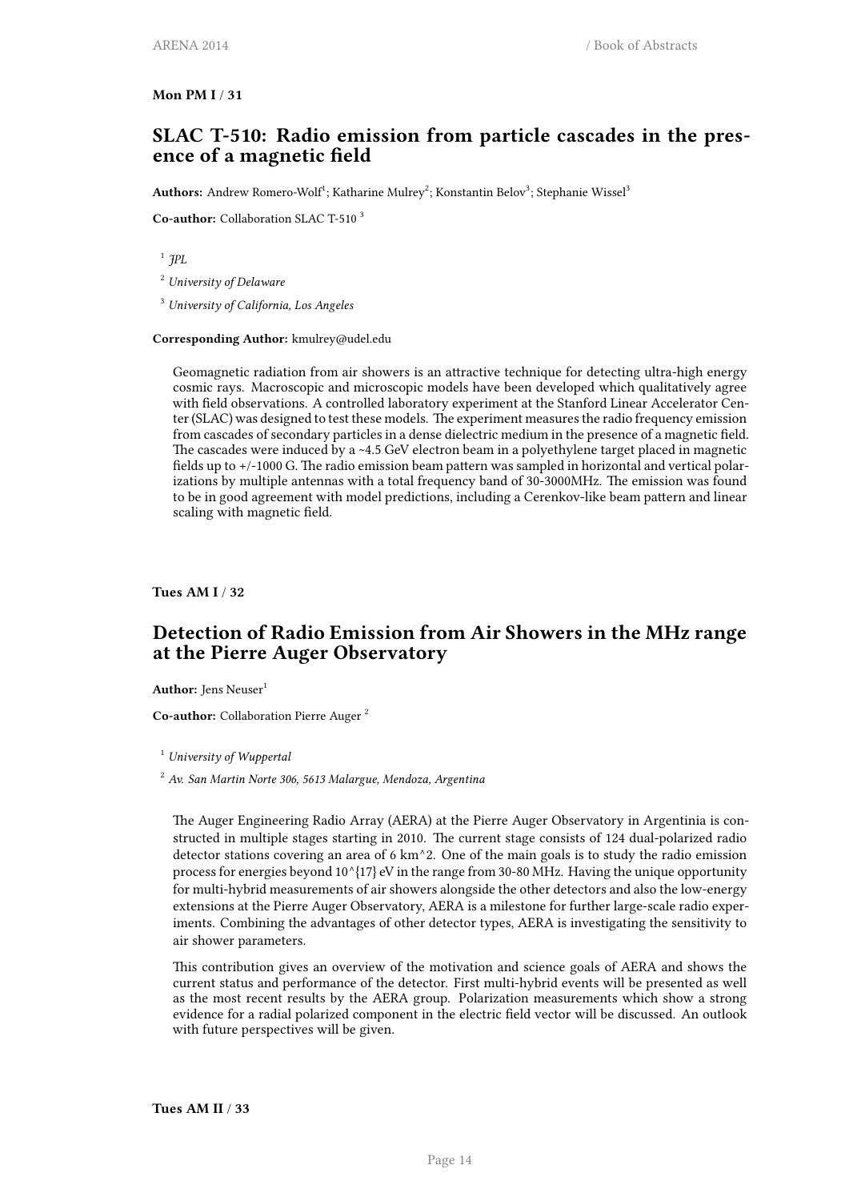**Mon PM I / 31**

## SLAC T-510: Radio emission from particle cascades in the presence of a magnetic field

**Authors:** Andrew Romero-Wolf[1]; Katharine Mulrey[2]; Konstantin Belov[3]; Stephanie Wissel[3]

**Co-author:** Collaboration SLAC T-510 [3]

[1] *JPL*

[2] *University of Delaware*

[3] *University of California, Los Angeles*

**Corresponding Author:** kmulrey@udel.edu

Geomagnetic radiation from air showers is an attractive technique for detecting ultra-high energy cosmic rays. Macroscopic and microscopic models have been developed which qualitatively agree with field observations. A controlled laboratory experiment at the Stanford Linear Accelerator Center (SLAC) was designed to test these models. The experiment measures the radio frequency emission from cascades of secondary particles in a dense dielectric medium in the presence of a magnetic field. The cascades were induced by a ~4.5 GeV electron beam in a polyethylene target placed in magnetic fields up to +/-1000 G. The radio emission beam pattern was sampled in horizontal and vertical polarizations by multiple antennas with a total frequency band of 30-3000MHz. The emission was found to be in good agreement with model predictions, including a Cerenkov-like beam pattern and linear scaling with magnetic field.

**Tues AM I / 32**

## Detection of Radio Emission from Air Showers in the MHz range at the Pierre Auger Observatory

**Author:** Jens Neuser[1]

**Co-author:** Collaboration Pierre Auger [2]

[1] *University of Wuppertal*

[2] *Av. San Martin Norte 306, 5613 Malargue, Mendoza, Argentina*

The Auger Engineering Radio Array (AERA) at the Pierre Auger Observatory in Argentinia is constructed in multiple stages starting in 2010. The current stage consists of 124 dual-polarized radio detector stations covering an area of 6 km^2. One of the main goals is to study the radio emission process for energies beyond 10^{17} eV in the range from 30-80 MHz. Having the unique opportunity for multi-hybrid measurements of air showers alongside the other detectors and also the low-energy extensions at the Pierre Auger Observatory, AERA is a milestone for further large-scale radio experiments. Combining the advantages of other detector types, AERA is investigating the sensitivity to air shower parameters.

This contribution gives an overview of the motivation and science goals of AERA and shows the current status and performance of the detector. First multi-hybrid events will be presented as well as the most recent results by the AERA group. Polarization measurements which show a strong evidence for a radial polarized component in the electric field vector will be discussed. An outlook with future perspectives will be given.

**Tues AM II / 33**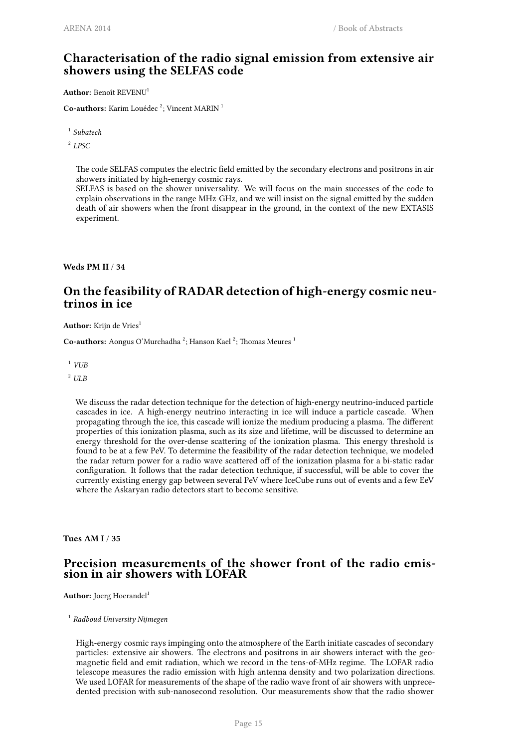## Characterisation of the radio signal emission from extensive air showers using the SELFAS code

**Author:** Benoît REVENU[1]

**Co-authors:** Karim Louédec [2]; Vincent MARIN [1]

[1] *Subatech*

[2] *LPSC*

The code SELFAS computes the electric field emitted by the secondary electrons and positrons in air showers initiated by high-energy cosmic rays.
SELFAS is based on the shower universality. We will focus on the main successes of the code to explain observations in the range MHz-GHz, and we will insist on the signal emitted by the sudden death of air showers when the front disappear in the ground, in the context of the new EXTASIS experiment.

**Weds PM II / 34**

## On the feasibility of RADAR detection of high-energy cosmic neutrinos in ice

**Author:** Krijn de Vries[1]

**Co-authors:** Aongus O'Murchadha [2]; Hanson Kael [2]; Thomas Meures [1]

[1] *VUB*

[2] *ULB*

We discuss the radar detection technique for the detection of high-energy neutrino-induced particle cascades in ice. A high-energy neutrino interacting in ice will induce a particle cascade. When propagating through the ice, this cascade will ionize the medium producing a plasma. The different properties of this ionization plasma, such as its size and lifetime, will be discussed to determine an energy threshold for the over-dense scattering of the ionization plasma. This energy threshold is found to be at a few PeV. To determine the feasibility of the radar detection technique, we modeled the radar return power for a radio wave scattered off of the ionization plasma for a bi-static radar configuration. It follows that the radar detection technique, if successful, will be able to cover the currently existing energy gap between several PeV where IceCube runs out of events and a few EeV where the Askaryan radio detectors start to become sensitive.

**Tues AM I / 35**

## Precision measurements of the shower front of the radio emission in air showers with LOFAR

**Author:** Joerg Hoerandel[1]

[1] *Radboud University Nijmegen*

High-energy cosmic rays impinging onto the atmosphere of the Earth initiate cascades of secondary particles: extensive air showers. The electrons and positrons in air showers interact with the geomagnetic field and emit radiation, which we record in the tens-of-MHz regime. The LOFAR radio telescope measures the radio emission with high antenna density and two polarization directions. We used LOFAR for measurements of the shape of the radio wave front of air showers with unprecedented precision with sub-nanosecond resolution. Our measurements show that the radio shower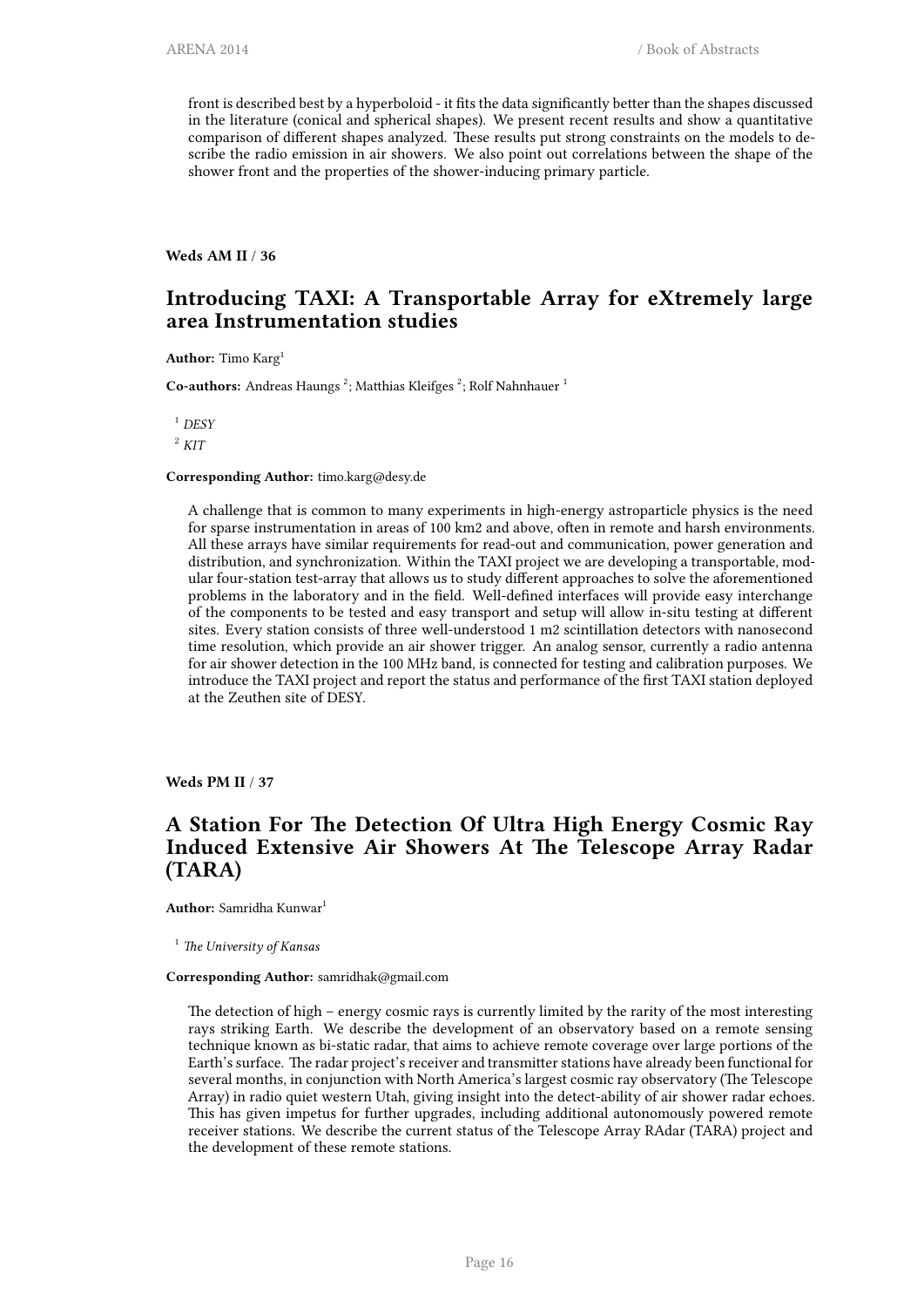front is described best by a hyperboloid - it fits the data significantly better than the shapes discussed in the literature (conical and spherical shapes). We present recent results and show a quantitative comparison of different shapes analyzed. These results put strong constraints on the models to describe the radio emission in air showers. We also point out correlations between the shape of the shower front and the properties of the shower-inducing primary particle.

**Weds AM II / 36**

## Introducing TAXI: A Transportable Array for eXtremely large area Instrumentation studies

**Author:** Timo Karg[1]

**Co-authors:** Andreas Haungs [2]; Matthias Kleifges [2]; Rolf Nahnhauer [1]

[1] *DESY*

[2] *KIT*

**Corresponding Author:** timo.karg@desy.de

A challenge that is common to many experiments in high-energy astroparticle physics is the need for sparse instrumentation in areas of 100 km2 and above, often in remote and harsh environments. All these arrays have similar requirements for read-out and communication, power generation and distribution, and synchronization. Within the TAXI project we are developing a transportable, modular four-station test-array that allows us to study different approaches to solve the aforementioned problems in the laboratory and in the field. Well-defined interfaces will provide easy interchange of the components to be tested and easy transport and setup will allow in-situ testing at different sites. Every station consists of three well-understood 1 m2 scintillation detectors with nanosecond time resolution, which provide an air shower trigger. An analog sensor, currently a radio antenna for air shower detection in the 100 MHz band, is connected for testing and calibration purposes. We introduce the TAXI project and report the status and performance of the first TAXI station deployed at the Zeuthen site of DESY.

**Weds PM II / 37**

## A Station For The Detection Of Ultra High Energy Cosmic Ray Induced Extensive Air Showers At The Telescope Array Radar (TARA)

**Author:** Samridha Kunwar[1]

[1] *The University of Kansas*

**Corresponding Author:** samridhak@gmail.com

The detection of high – energy cosmic rays is currently limited by the rarity of the most interesting rays striking Earth. We describe the development of an observatory based on a remote sensing technique known as bi-static radar, that aims to achieve remote coverage over large portions of the Earth's surface. The radar project's receiver and transmitter stations have already been functional for several months, in conjunction with North America's largest cosmic ray observatory (The Telescope Array) in radio quiet western Utah, giving insight into the detect-ability of air shower radar echoes. This has given impetus for further upgrades, including additional autonomously powered remote receiver stations. We describe the current status of the Telescope Array RAdar (TARA) project and the development of these remote stations.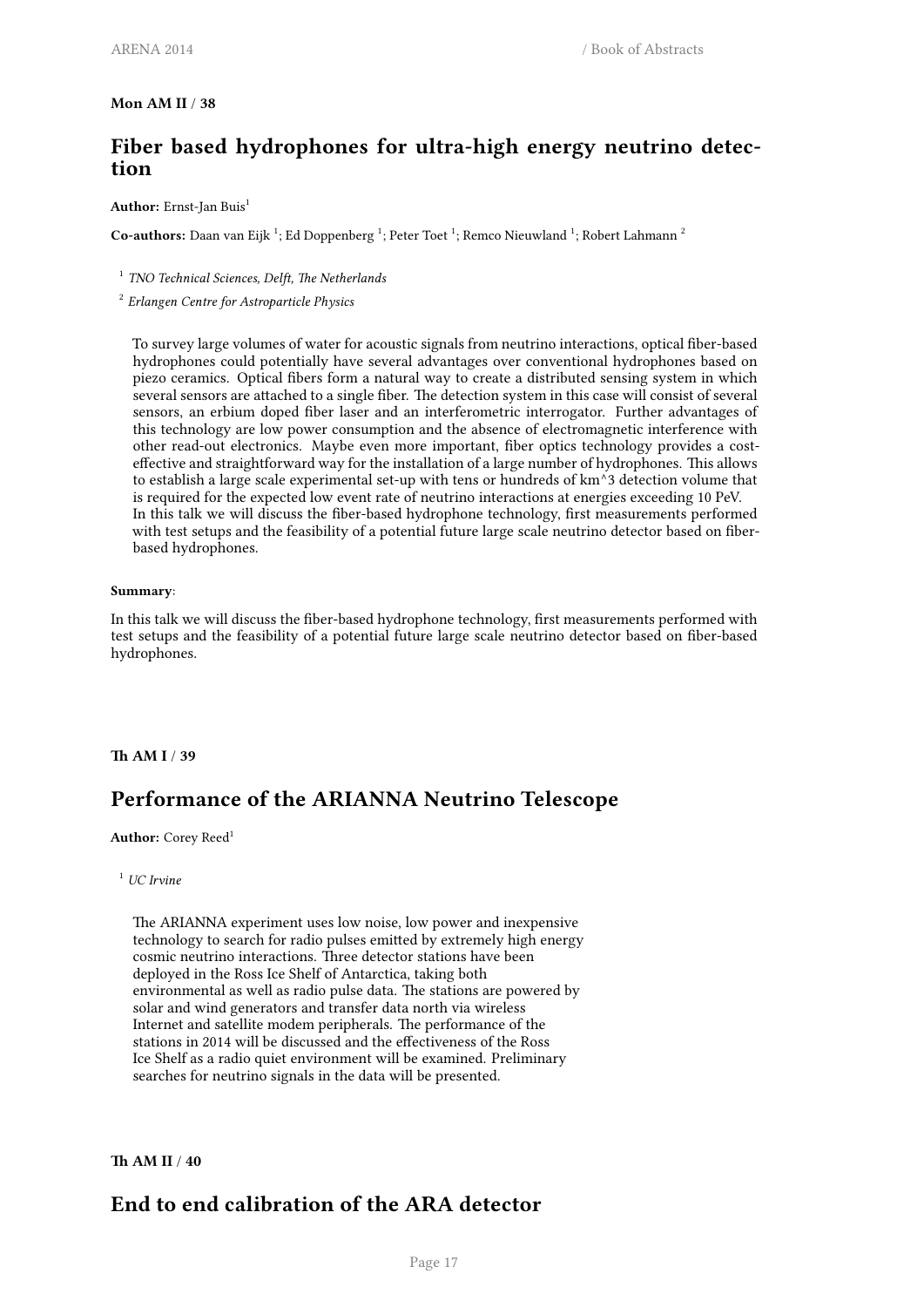**Mon AM II / 38**

## Fiber based hydrophones for ultra-high energy neutrino detection

**Author:** Ernst-Jan Buis[1]

**Co-authors:** Daan van Eijk [1]; Ed Doppenberg [1]; Peter Toet [1]; Remco Nieuwland [1]; Robert Lahmann [2]

[1] *TNO Technical Sciences, Delft, The Netherlands*

[2] *Erlangen Centre for Astroparticle Physics*

To survey large volumes of water for acoustic signals from neutrino interactions, optical fiber-based hydrophones could potentially have several advantages over conventional hydrophones based on piezo ceramics. Optical fibers form a natural way to create a distributed sensing system in which several sensors are attached to a single fiber. The detection system in this case will consist of several sensors, an erbium doped fiber laser and an interferometric interrogator. Further advantages of this technology are low power consumption and the absence of electromagnetic interference with other read-out electronics. Maybe even more important, fiber optics technology provides a cost-effective and straightforward way for the installation of a large number of hydrophones. This allows to establish a large scale experimental set-up with tens or hundreds of km^3 detection volume that is required for the expected low event rate of neutrino interactions at energies exceeding 10 PeV.
In this talk we will discuss the fiber-based hydrophone technology, first measurements performed with test setups and the feasibility of a potential future large scale neutrino detector based on fiber-based hydrophones.

**Summary**:

In this talk we will discuss the fiber-based hydrophone technology, first measurements performed with test setups and the feasibility of a potential future large scale neutrino detector based on fiber-based hydrophones.

**Th AM I / 39**

## Performance of the ARIANNA Neutrino Telescope

**Author:** Corey Reed[1]

[1] *UC Irvine*

The ARIANNA experiment uses low noise, low power and inexpensive technology to search for radio pulses emitted by extremely high energy cosmic neutrino interactions. Three detector stations have been deployed in the Ross Ice Shelf of Antarctica, taking both environmental as well as radio pulse data. The stations are powered by solar and wind generators and transfer data north via wireless Internet and satellite modem peripherals. The performance of the stations in 2014 will be discussed and the effectiveness of the Ross Ice Shelf as a radio quiet environment will be examined. Preliminary searches for neutrino signals in the data will be presented.

**Th AM II / 40**

## End to end calibration of the ARA detector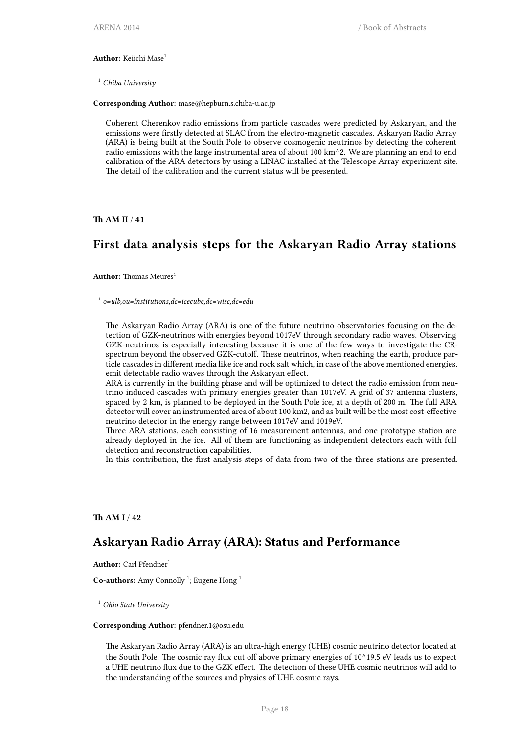**Author:** Keiichi Mase[1]

[1] *Chiba University*

**Corresponding Author:** mase@hepburn.s.chiba-u.ac.jp

Coherent Cherenkov radio emissions from particle cascades were predicted by Askaryan, and the emissions were firstly detected at SLAC from the electro-magnetic cascades. Askaryan Radio Array (ARA) is being built at the South Pole to observe cosmogenic neutrinos by detecting the coherent radio emissions with the large instrumental area of about 100 km^2. We are planning an end to end calibration of the ARA detectors by using a LINAC installed at the Telescope Array experiment site. The detail of the calibration and the current status will be presented.

**Th AM II / 41**

## First data analysis steps for the Askaryan Radio Array stations

**Author:** Thomas Meures[1]

[1] *o=ulb,ou=Institutions,dc=icecube,dc=wisc,dc=edu*

The Askaryan Radio Array (ARA) is one of the future neutrino observatories focusing on the detection of GZK-neutrinos with energies beyond 1017eV through secondary radio waves. Observing GZK-neutrinos is especially interesting because it is one of the few ways to investigate the CR-spectrum beyond the observed GZK-cutoff. These neutrinos, when reaching the earth, produce particle cascades in different media like ice and rock salt which, in case of the above mentioned energies, emit detectable radio waves through the Askaryan effect.
ARA is currently in the building phase and will be optimized to detect the radio emission from neutrino induced cascades with primary energies greater than 1017eV. A grid of 37 antenna clusters, spaced by 2 km, is planned to be deployed in the South Pole ice, at a depth of 200 m. The full ARA detector will cover an instrumented area of about 100 km2, and as built will be the most cost-effective neutrino detector in the energy range between 1017eV and 1019eV.
Three ARA stations, each consisting of 16 measurement antennas, and one prototype station are already deployed in the ice. All of them are functioning as independent detectors each with full detection and reconstruction capabilities.
In this contribution, the first analysis steps of data from two of the three stations are presented.

**Th AM I / 42**

## Askaryan Radio Array (ARA): Status and Performance

**Author:** Carl Pfendner[1]

**Co-authors:** Amy Connolly [1]; Eugene Hong [1]

[1] *Ohio State University*

**Corresponding Author:** pfendner.1@osu.edu

The Askaryan Radio Array (ARA) is an ultra-high energy (UHE) cosmic neutrino detector located at the South Pole. The cosmic ray flux cut off above primary energies of 10^19.5 eV leads us to expect a UHE neutrino flux due to the GZK effect. The detection of these UHE cosmic neutrinos will add to the understanding of the sources and physics of UHE cosmic rays.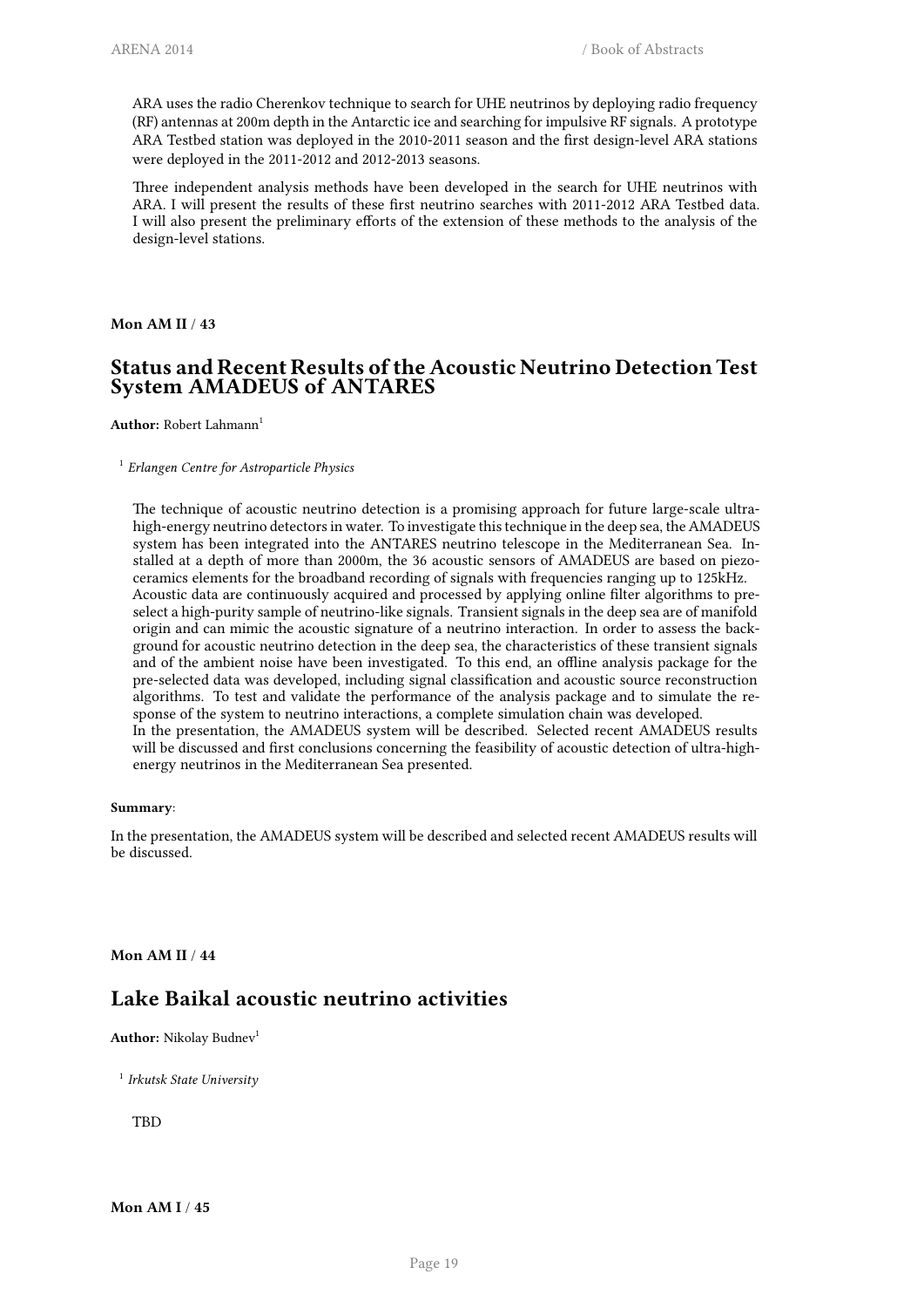ARA uses the radio Cherenkov technique to search for UHE neutrinos by deploying radio frequency (RF) antennas at 200m depth in the Antarctic ice and searching for impulsive RF signals. A prototype ARA Testbed station was deployed in the 2010-2011 season and the first design-level ARA stations were deployed in the 2011-2012 and 2012-2013 seasons.

Three independent analysis methods have been developed in the search for UHE neutrinos with ARA. I will present the results of these first neutrino searches with 2011-2012 ARA Testbed data. I will also present the preliminary efforts of the extension of these methods to the analysis of the design-level stations.

**Mon AM II / 43**

## Status and Recent Results of the Acoustic Neutrino Detection Test System AMADEUS of ANTARES

**Author:** Robert Lahmann[1]

[1] *Erlangen Centre for Astroparticle Physics*

The technique of acoustic neutrino detection is a promising approach for future large-scale ultra-high-energy neutrino detectors in water. To investigate this technique in the deep sea, the AMADEUS system has been integrated into the ANTARES neutrino telescope in the Mediterranean Sea. Installed at a depth of more than 2000m, the 36 acoustic sensors of AMADEUS are based on piezo-ceramics elements for the broadband recording of signals with frequencies ranging up to 125kHz.
Acoustic data are continuously acquired and processed by applying online filter algorithms to pre-select a high-purity sample of neutrino-like signals. Transient signals in the deep sea are of manifold origin and can mimic the acoustic signature of a neutrino interaction. In order to assess the background for acoustic neutrino detection in the deep sea, the characteristics of these transient signals and of the ambient noise have been investigated. To this end, an offline analysis package for the pre-selected data was developed, including signal classification and acoustic source reconstruction algorithms. To test and validate the performance of the analysis package and to simulate the response of the system to neutrino interactions, a complete simulation chain was developed.
In the presentation, the AMADEUS system will be described. Selected recent AMADEUS results will be discussed and first conclusions concerning the feasibility of acoustic detection of ultra-high-energy neutrinos in the Mediterranean Sea presented.

**Summary**:

In the presentation, the AMADEUS system will be described and selected recent AMADEUS results will be discussed.

**Mon AM II / 44**

## Lake Baikal acoustic neutrino activities

**Author:** Nikolay Budnev[1]

[1] *Irkutsk State University*

TBD

**Mon AM I / 45**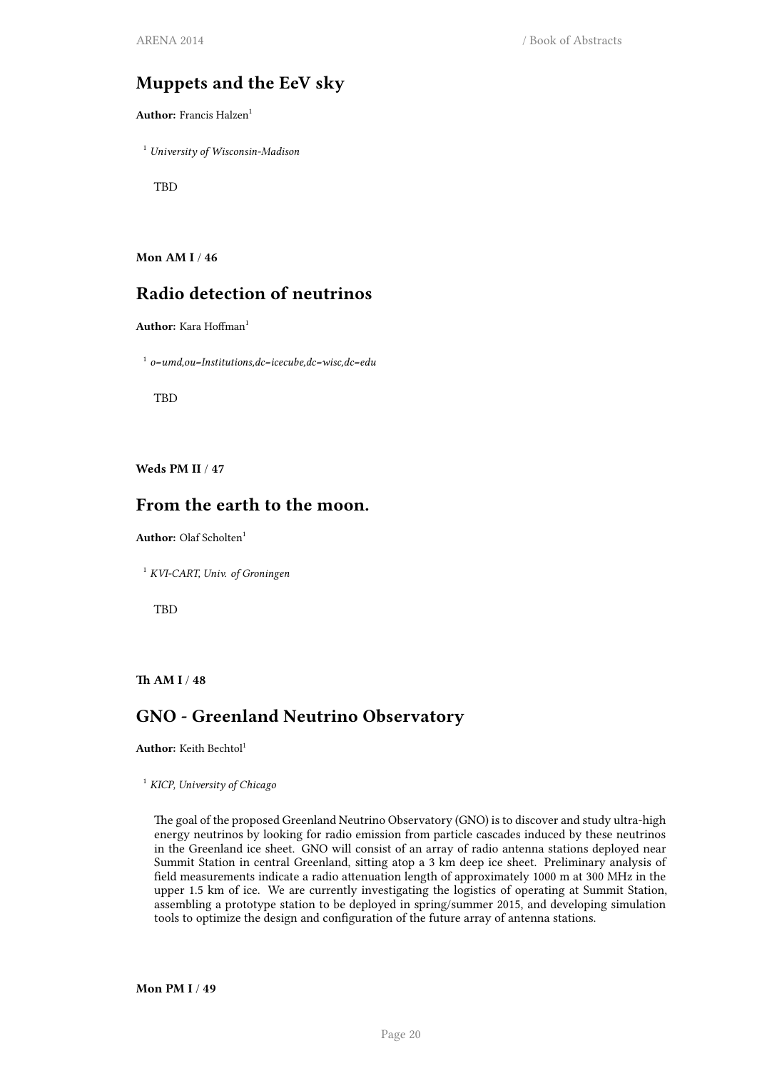## Muppets and the EeV sky

**Author:** Francis Halzen[1]

[1] *University of Wisconsin-Madison*

TBD

**Mon AM I / 46**

## Radio detection of neutrinos

**Author:** Kara Hoffman[1]

[1] *o=umd,ou=Institutions,dc=icecube,dc=wisc,dc=edu*

TBD

**Weds PM II / 47**

## From the earth to the moon.

**Author:** Olaf Scholten[1]

[1] *KVI-CART, Univ. of Groningen*

TBD

**Th AM I / 48**

## GNO - Greenland Neutrino Observatory

**Author:** Keith Bechtol[1]

[1] *KICP, University of Chicago*

The goal of the proposed Greenland Neutrino Observatory (GNO) is to discover and study ultra-high energy neutrinos by looking for radio emission from particle cascades induced by these neutrinos in the Greenland ice sheet. GNO will consist of an array of radio antenna stations deployed near Summit Station in central Greenland, sitting atop a 3 km deep ice sheet. Preliminary analysis of field measurements indicate a radio attenuation length of approximately 1000 m at 300 MHz in the upper 1.5 km of ice. We are currently investigating the logistics of operating at Summit Station, assembling a prototype station to be deployed in spring/summer 2015, and developing simulation tools to optimize the design and configuration of the future array of antenna stations.

**Mon PM I / 49**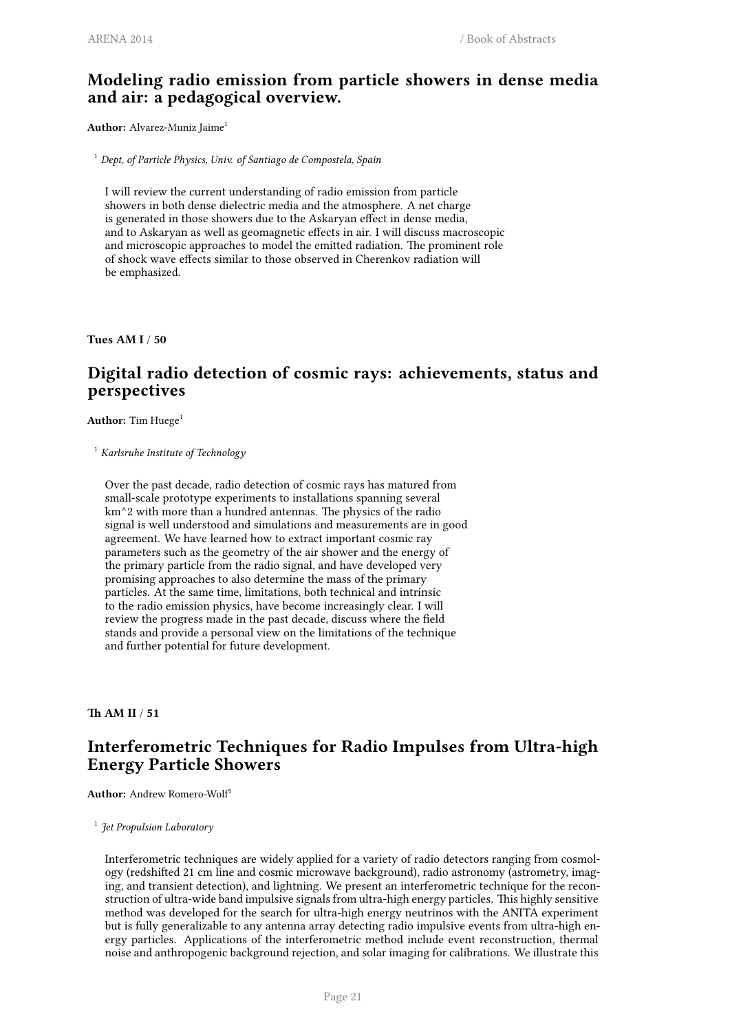## Modeling radio emission from particle showers in dense media and air: a pedagogical overview.

**Author:** Alvarez-Muniz Jaime[1]

[1] *Dept, of Particle Physics, Univ. of Santiago de Compostela, Spain*

I will review the current understanding of radio emission from particle showers in both dense dielectric media and the atmosphere. A net charge is generated in those showers due to the Askaryan effect in dense media, and to Askaryan as well as geomagnetic effects in air. I will discuss macroscopic and microscopic approaches to model the emitted radiation. The prominent role of shock wave effects similar to those observed in Cherenkov radiation will be emphasized.

**Tues AM I** / **50**

## Digital radio detection of cosmic rays: achievements, status and perspectives

**Author:** Tim Huege[1]

[1] *Karlsruhe Institute of Technology*

Over the past decade, radio detection of cosmic rays has matured from small-scale prototype experiments to installations spanning several km^2 with more than a hundred antennas. The physics of the radio signal is well understood and simulations and measurements are in good agreement. We have learned how to extract important cosmic ray parameters such as the geometry of the air shower and the energy of the primary particle from the radio signal, and have developed very promising approaches to also determine the mass of the primary particles. At the same time, limitations, both technical and intrinsic to the radio emission physics, have become increasingly clear. I will review the progress made in the past decade, discuss where the field stands and provide a personal view on the limitations of the technique and further potential for future development.

**Th AM II** / **51**

## Interferometric Techniques for Radio Impulses from Ultra-high Energy Particle Showers

**Author:** Andrew Romero-Wolf[1]

[1] *Jet Propulsion Laboratory*

Interferometric techniques are widely applied for a variety of radio detectors ranging from cosmology (redshifted 21 cm line and cosmic microwave background), radio astronomy (astrometry, imaging, and transient detection), and lightning. We present an interferometric technique for the reconstruction of ultra-wide band impulsive signals from ultra-high energy particles. This highly sensitive method was developed for the search for ultra-high energy neutrinos with the ANITA experiment but is fully generalizable to any antenna array detecting radio impulsive events from ultra-high energy particles. Applications of the interferometric method include event reconstruction, thermal noise and anthropogenic background rejection, and solar imaging for calibrations. We illustrate this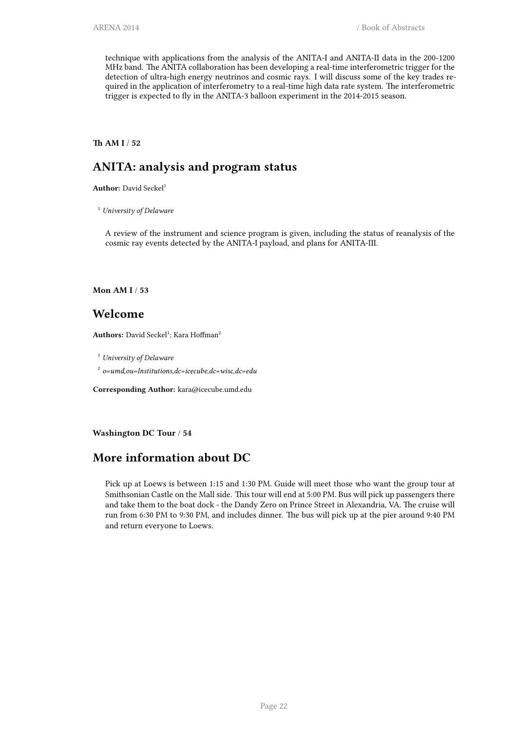technique with applications from the analysis of the ANITA-I and ANITA-II data in the 200-1200 MHz band. The ANITA collaboration has been developing a real-time interferometric trigger for the detection of ultra-high energy neutrinos and cosmic rays. I will discuss some of the key trades required in the application of interferometry to a real-time high data rate system. The interferometric trigger is expected to fly in the ANITA-3 balloon experiment in the 2014-2015 season.

**Th AM I / 52**

## ANITA: analysis and program status

**Author:** David Seckel[1]

[1] *University of Delaware*

A review of the instrument and science program is given, including the status of reanalysis of the cosmic ray events detected by the ANITA-I payload, and plans for ANITA-III.

**Mon AM I / 53**

## Welcome

**Authors:** David Seckel[1]; Kara Hoffman[2]

[1] *University of Delaware*

[2] *o=umd,ou=Institutions,dc=icecube,dc=wisc,dc=edu*

**Corresponding Author:** kara@icecube.umd.edu

**Washington DC Tour / 54**

## More information about DC

Pick up at Loews is between 1:15 and 1:30 PM. Guide will meet those who want the group tour at Smithsonian Castle on the Mall side. This tour will end at 5:00 PM. Bus will pick up passengers there and take them to the boat dock - the Dandy Zero on Prince Street in Alexandria, VA. The cruise will run from 6:30 PM to 9:30 PM, and includes dinner. The bus will pick up at the pier around 9:40 PM and return everyone to Loews.